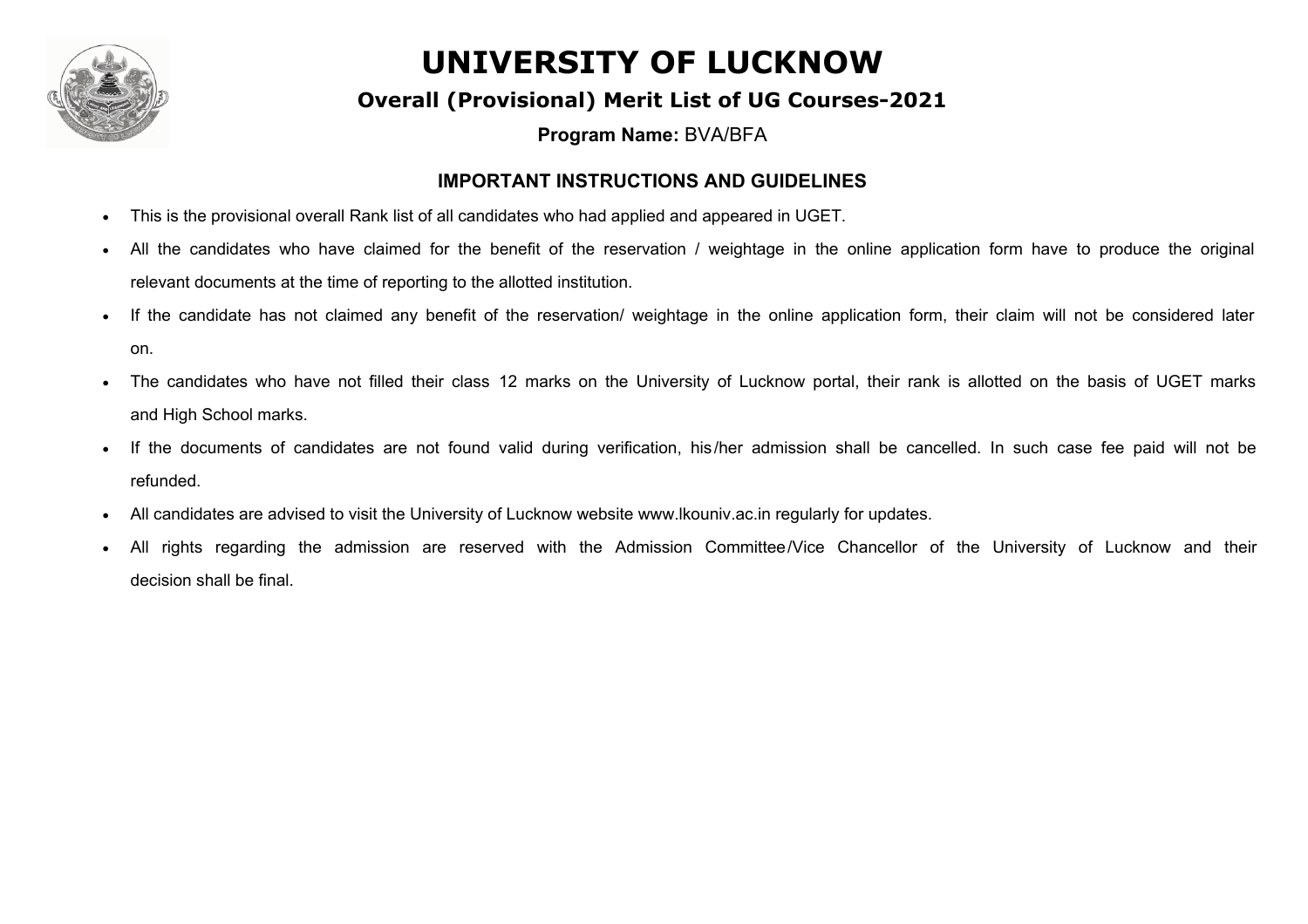# UNIVERSITY OF LUCKNOW

## Overall (Provisional) Merit List of UG Courses-2021

**Program Name:** BVA/BFA

### IMPORTANT INSTRUCTIONS AND GUIDELINES

- This is the provisional overall Rank list of all candidates who had applied and appeared in UGET.
- All the candidates who have claimed for the benefit of the reservation / weightage in the online application form have to produce the original relevant documents at the time of reporting to the allotted institution.
- If the candidate has not claimed any benefit of the reservation/ weightage in the online application form, their claim will not be considered later on.
- The candidates who have not filled their class 12 marks on the University of Lucknow portal, their rank is allotted on the basis of UGET marks and High School marks.
- If the documents of candidates are not found valid during verification, his/her admission shall be cancelled. In such case fee paid will not be refunded.
- All candidates are advised to visit the University of Lucknow website www.lkouniv.ac.in regularly for updates.
- All rights regarding the admission are reserved with the Admission Committee/Vice Chancellor of the University of Lucknow and their decision shall be final.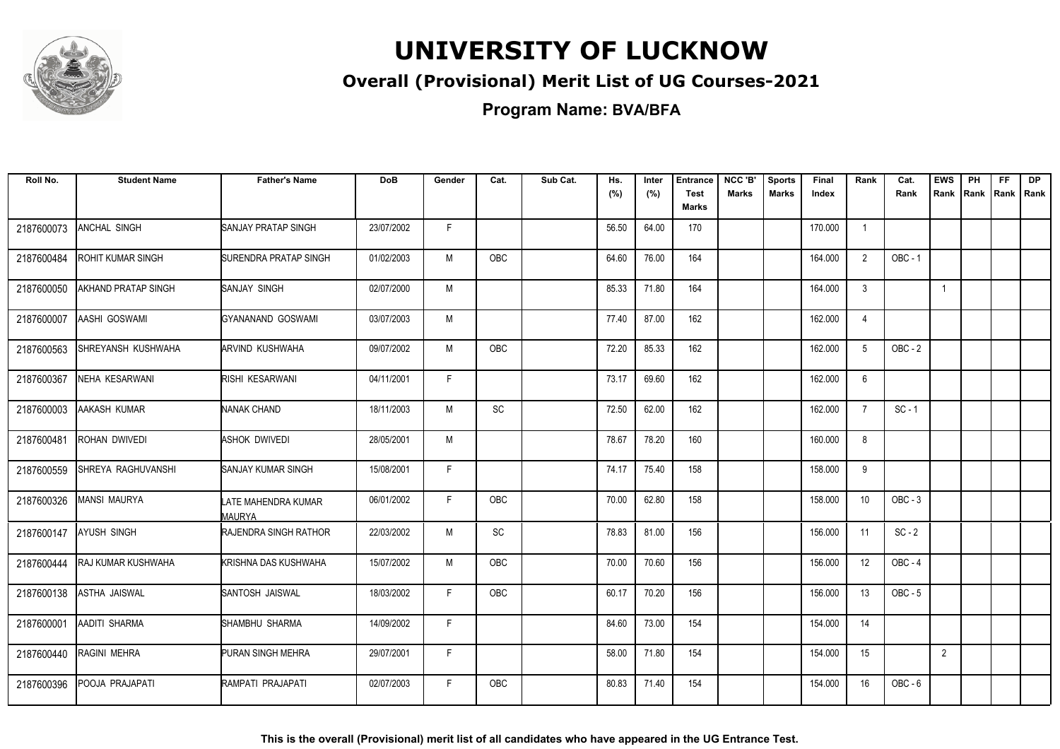# UNIVERSITY OF LUCKNOW

## Overall (Provisional) Merit List of UG Courses-2021

### Program Name: BVA/BFA

| Roll No. | Student Name | Father's Name | DoB | Gender | Cat. | Sub Cat. | Hs. (%) | Inter (%) | Entrance Test Marks | NCC 'B' Marks | Sports Marks | Final Index | Rank | Cat. Rank | EWS Rank | PH Rank | FF Rank | DP Rank |
|---|---|---|---|---|---|---|---|---|---|---|---|---|---|---|---|---|---|---|
| 2187600073 | ANCHAL SINGH | SANJAY PRATAP SINGH | 23/07/2002 | F | | | 56.50 | 64.00 | 170 | | | 170.000 | 1 | | | | | |
| 2187600484 | ROHIT KUMAR SINGH | SURENDRA PRATAP SINGH | 01/02/2003 | M | OBC | | 64.60 | 76.00 | 164 | | | 164.000 | 2 | OBC - 1 | | | | |
| 2187600050 | AKHAND PRATAP SINGH | SANJAY SINGH | 02/07/2000 | M | | | 85.33 | 71.80 | 164 | | | 164.000 | 3 | | 1 | | | |
| 2187600007 | AASHI GOSWAMI | GYANANAND GOSWAMI | 03/07/2003 | M | | | 77.40 | 87.00 | 162 | | | 162.000 | 4 | | | | | |
| 2187600563 | SHREYANSH KUSHWAHA | ARVIND KUSHWAHA | 09/07/2002 | M | OBC | | 72.20 | 85.33 | 162 | | | 162.000 | 5 | OBC - 2 | | | | |
| 2187600367 | NEHA KESARWANI | RISHI KESARWANI | 04/11/2001 | F | | | 73.17 | 69.60 | 162 | | | 162.000 | 6 | | | | | |
| 2187600003 | AAKASH KUMAR | NANAK CHAND | 18/11/2003 | M | SC | | 72.50 | 62.00 | 162 | | | 162.000 | 7 | SC - 1 | | | | |
| 2187600481 | ROHAN DWIVEDI | ASHOK DWIVEDI | 28/05/2001 | M | | | 78.67 | 78.20 | 160 | | | 160.000 | 8 | | | | | |
| 2187600559 | SHREYA RAGHUVANSHI | SANJAY KUMAR SINGH | 15/08/2001 | F | | | 74.17 | 75.40 | 158 | | | 158.000 | 9 | | | | | |
| 2187600326 | MANSI MAURYA | LATE MAHENDRA KUMAR MAURYA | 06/01/2002 | F | OBC | | 70.00 | 62.80 | 158 | | | 158.000 | 10 | OBC - 3 | | | | |
| 2187600147 | AYUSH SINGH | RAJENDRA SINGH RATHOR | 22/03/2002 | M | SC | | 78.83 | 81.00 | 156 | | | 156.000 | 11 | SC - 2 | | | | |
| 2187600444 | RAJ KUMAR KUSHWAHA | KRISHNA DAS KUSHWAHA | 15/07/2002 | M | OBC | | 70.00 | 70.60 | 156 | | | 156.000 | 12 | OBC - 4 | | | | |
| 2187600138 | ASTHA JAISWAL | SANTOSH JAISWAL | 18/03/2002 | F | OBC | | 60.17 | 70.20 | 156 | | | 156.000 | 13 | OBC - 5 | | | | |
| 2187600001 | AADITI SHARMA | SHAMBHU SHARMA | 14/09/2002 | F | | | 84.60 | 73.00 | 154 | | | 154.000 | 14 | | | | | |
| 2187600440 | RAGINI MEHRA | PURAN SINGH MEHRA | 29/07/2001 | F | | | 58.00 | 71.80 | 154 | | | 154.000 | 15 | | 2 | | | |
| 2187600396 | POOJA PRAJAPATI | RAMPATI PRAJAPATI | 02/07/2003 | F | OBC | | 80.83 | 71.40 | 154 | | | 154.000 | 16 | OBC - 6 | | | | |

**This is the overall (Provisional) merit list of all candidates who have appeared in the UG Entrance Test.**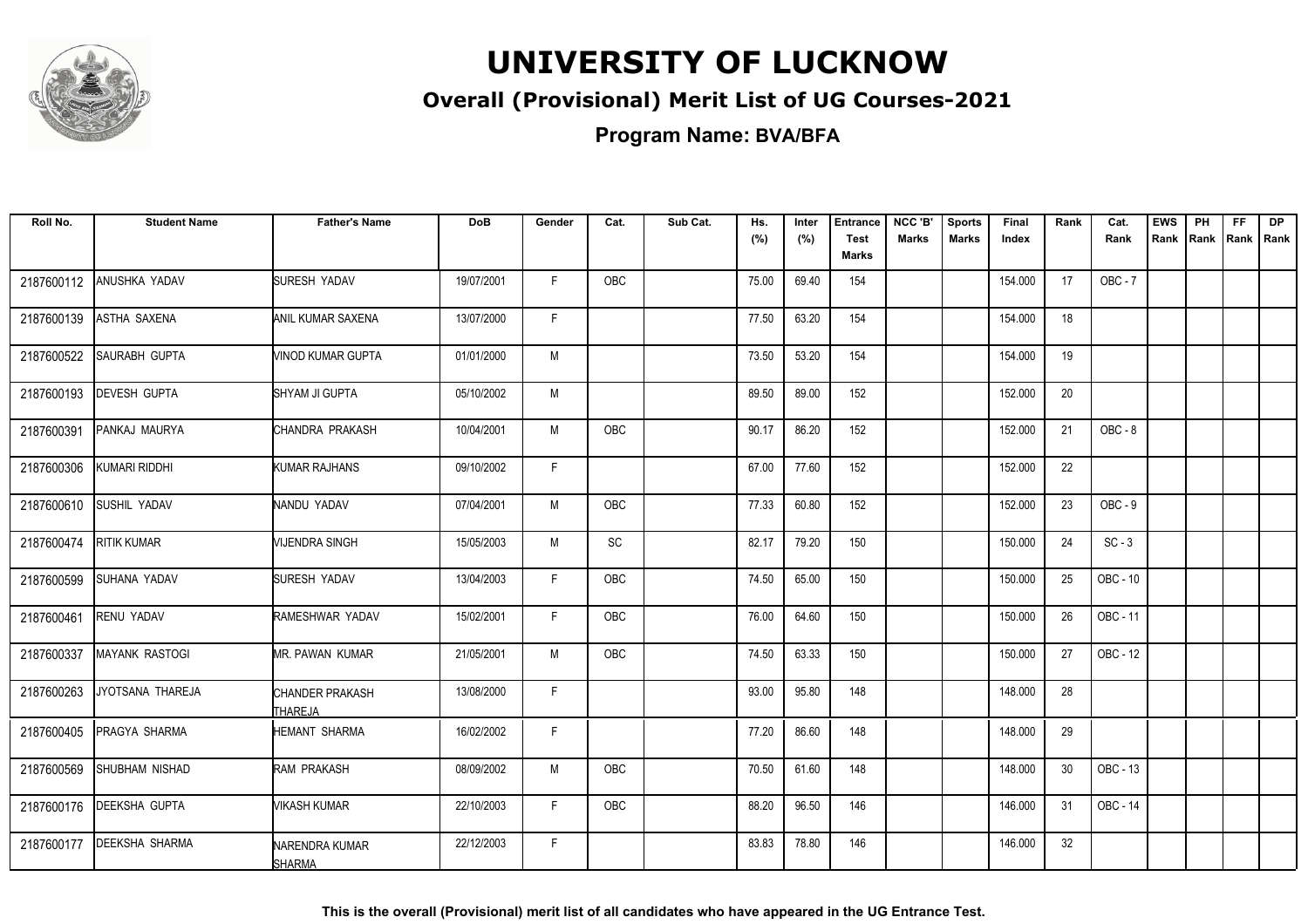# UNIVERSITY OF LUCKNOW

## Overall (Provisional) Merit List of UG Courses-2021

### Program Name: BVA/BFA

| Roll No. | Student Name | Father's Name | DoB | Gender | Cat. | Sub Cat. | Hs. (%) | Inter (%) | Entrance Test Marks | NCC 'B' Marks | Sports Marks | Final Index | Rank | Cat. Rank | EWS Rank | PH Rank | FF Rank | DP Rank |
|---|---|---|---|---|---|---|---|---|---|---|---|---|---|---|---|---|---|---|
| 2187600112 | ANUSHKA YADAV | SURESH YADAV | 19/07/2001 | F | OBC | | 75.00 | 69.40 | 154 | | | 154.000 | 17 | OBC - 7 | | | | |
| 2187600139 | ASTHA SAXENA | ANIL KUMAR SAXENA | 13/07/2000 | F | | | 77.50 | 63.20 | 154 | | | 154.000 | 18 | | | | | |
| 2187600522 | SAURABH GUPTA | VINOD KUMAR GUPTA | 01/01/2000 | M | | | 73.50 | 53.20 | 154 | | | 154.000 | 19 | | | | | |
| 2187600193 | DEVESH GUPTA | SHYAM JI GUPTA | 05/10/2002 | M | | | 89.50 | 89.00 | 152 | | | 152.000 | 20 | | | | | |
| 2187600391 | PANKAJ MAURYA | CHANDRA PRAKASH | 10/04/2001 | M | OBC | | 90.17 | 86.20 | 152 | | | 152.000 | 21 | OBC - 8 | | | | |
| 2187600306 | KUMARI RIDDHI | KUMAR RAJHANS | 09/10/2002 | F | | | 67.00 | 77.60 | 152 | | | 152.000 | 22 | | | | | |
| 2187600610 | SUSHIL YADAV | NANDU YADAV | 07/04/2001 | M | OBC | | 77.33 | 60.80 | 152 | | | 152.000 | 23 | OBC - 9 | | | | |
| 2187600474 | RITIK KUMAR | VIJENDRA SINGH | 15/05/2003 | M | SC | | 82.17 | 79.20 | 150 | | | 150.000 | 24 | SC - 3 | | | | |
| 2187600599 | SUHANA YADAV | SURESH YADAV | 13/04/2003 | F | OBC | | 74.50 | 65.00 | 150 | | | 150.000 | 25 | OBC - 10 | | | | |
| 2187600461 | RENU YADAV | RAMESHWAR YADAV | 15/02/2001 | F | OBC | | 76.00 | 64.60 | 150 | | | 150.000 | 26 | OBC - 11 | | | | |
| 2187600337 | MAYANK RASTOGI | MR. PAWAN KUMAR | 21/05/2001 | M | OBC | | 74.50 | 63.33 | 150 | | | 150.000 | 27 | OBC - 12 | | | | |
| 2187600263 | JYOTSANA THAREJA | CHANDER PRAKASH THAREJA | 13/08/2000 | F | | | 93.00 | 95.80 | 148 | | | 148.000 | 28 | | | | | |
| 2187600405 | PRAGYA SHARMA | HEMANT SHARMA | 16/02/2002 | F | | | 77.20 | 86.60 | 148 | | | 148.000 | 29 | | | | | |
| 2187600569 | SHUBHAM NISHAD | RAM PRAKASH | 08/09/2002 | M | OBC | | 70.50 | 61.60 | 148 | | | 148.000 | 30 | OBC - 13 | | | | |
| 2187600176 | DEEKSHA GUPTA | VIKASH KUMAR | 22/10/2003 | F | OBC | | 88.20 | 96.50 | 146 | | | 146.000 | 31 | OBC - 14 | | | | |
| 2187600177 | DEEKSHA SHARMA | NARENDRA KUMAR SHARMA | 22/12/2003 | F | | | 83.83 | 78.80 | 146 | | | 146.000 | 32 | | | | | |

**This is the overall (Provisional) merit list of all candidates who have appeared in the UG Entrance Test.**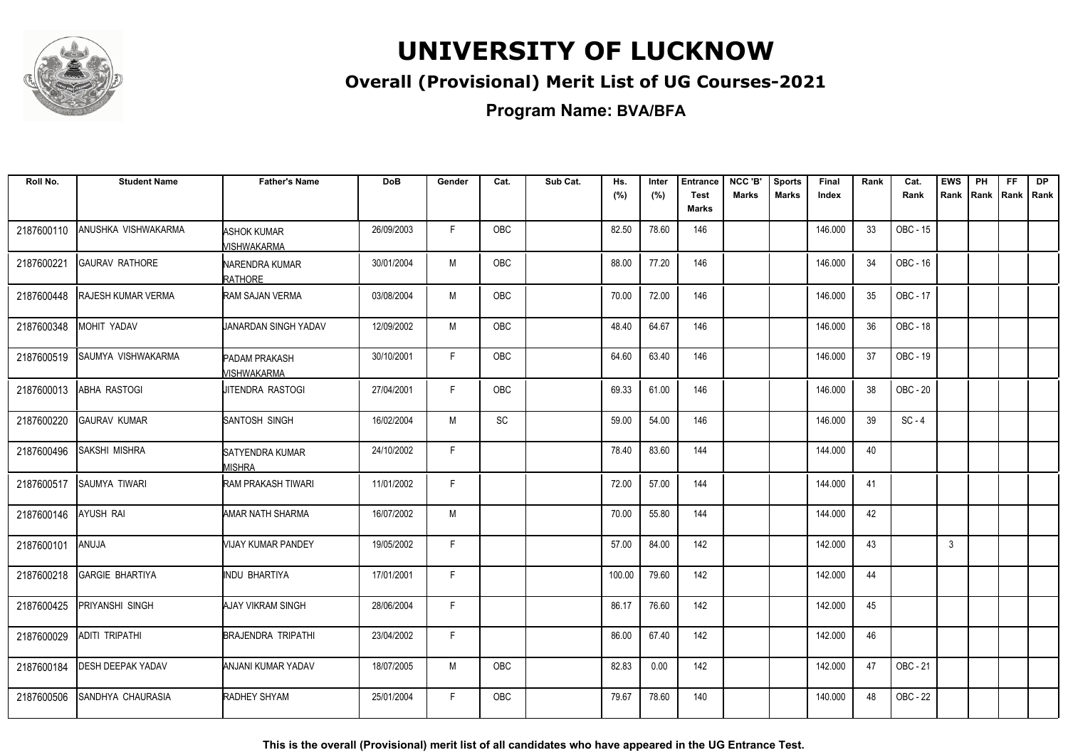# UNIVERSITY OF LUCKNOW

## Overall (Provisional) Merit List of UG Courses-2021

### Program Name: BVA/BFA

| Roll No. | Student Name | Father's Name | DoB | Gender | Cat. | Sub Cat. | Hs. (%) | Inter (%) | Entrance Test Marks | NCC 'B' Marks | Sports Marks | Final Index | Rank | Cat. Rank | EWS Rank | PH Rank | FF Rank | DP Rank |
|---|---|---|---|---|---|---|---|---|---|---|---|---|---|---|---|---|---|---|
| 2187600110 | ANUSHKA VISHWAKARMA | ASHOK KUMAR VISHWAKARMA | 26/09/2003 | F | OBC | | 82.50 | 78.60 | 146 | | | 146.000 | 33 | OBC - 15 | | | | |
| 2187600221 | GAURAV RATHORE | NARENDRA KUMAR RATHORE | 30/01/2004 | M | OBC | | 88.00 | 77.20 | 146 | | | 146.000 | 34 | OBC - 16 | | | | |
| 2187600448 | RAJESH KUMAR VERMA | RAM SAJAN VERMA | 03/08/2004 | M | OBC | | 70.00 | 72.00 | 146 | | | 146.000 | 35 | OBC - 17 | | | | |
| 2187600348 | MOHIT YADAV | JANARDAN SINGH YADAV | 12/09/2002 | M | OBC | | 48.40 | 64.67 | 146 | | | 146.000 | 36 | OBC - 18 | | | | |
| 2187600519 | SAUMYA VISHWAKARMA | PADAM PRAKASH VISHWAKARMA | 30/10/2001 | F | OBC | | 64.60 | 63.40 | 146 | | | 146.000 | 37 | OBC - 19 | | | | |
| 2187600013 | ABHA RASTOGI | JITENDRA RASTOGI | 27/04/2001 | F | OBC | | 69.33 | 61.00 | 146 | | | 146.000 | 38 | OBC - 20 | | | | |
| 2187600220 | GAURAV KUMAR | SANTOSH SINGH | 16/02/2004 | M | SC | | 59.00 | 54.00 | 146 | | | 146.000 | 39 | SC - 4 | | | | |
| 2187600496 | SAKSHI MISHRA | SATYENDRA KUMAR MISHRA | 24/10/2002 | F | | | 78.40 | 83.60 | 144 | | | 144.000 | 40 | | | | | |
| 2187600517 | SAUMYA TIWARI | RAM PRAKASH TIWARI | 11/01/2002 | F | | | 72.00 | 57.00 | 144 | | | 144.000 | 41 | | | | | |
| 2187600146 | AYUSH RAI | AMAR NATH SHARMA | 16/07/2002 | M | | | 70.00 | 55.80 | 144 | | | 144.000 | 42 | | | | | |
| 2187600101 | ANUJA | VIJAY KUMAR PANDEY | 19/05/2002 | F | | | 57.00 | 84.00 | 142 | | | 142.000 | 43 | | 3 | | | |
| 2187600218 | GARGIE BHARTIYA | INDU BHARTIYA | 17/01/2001 | F | | | 100.00 | 79.60 | 142 | | | 142.000 | 44 | | | | | |
| 2187600425 | PRIYANSHI SINGH | AJAY VIKRAM SINGH | 28/06/2004 | F | | | 86.17 | 76.60 | 142 | | | 142.000 | 45 | | | | | |
| 2187600029 | ADITI TRIPATHI | BRAJENDRA TRIPATHI | 23/04/2002 | F | | | 86.00 | 67.40 | 142 | | | 142.000 | 46 | | | | | |
| 2187600184 | DESH DEEPAK YADAV | ANJANI KUMAR YADAV | 18/07/2005 | M | OBC | | 82.83 | 0.00 | 142 | | | 142.000 | 47 | OBC - 21 | | | | |
| 2187600506 | SANDHYA CHAURASIA | RADHEY SHYAM | 25/01/2004 | F | OBC | | 79.67 | 78.60 | 140 | | | 140.000 | 48 | OBC - 22 | | | | |

**This is the overall (Provisional) merit list of all candidates who have appeared in the UG Entrance Test.**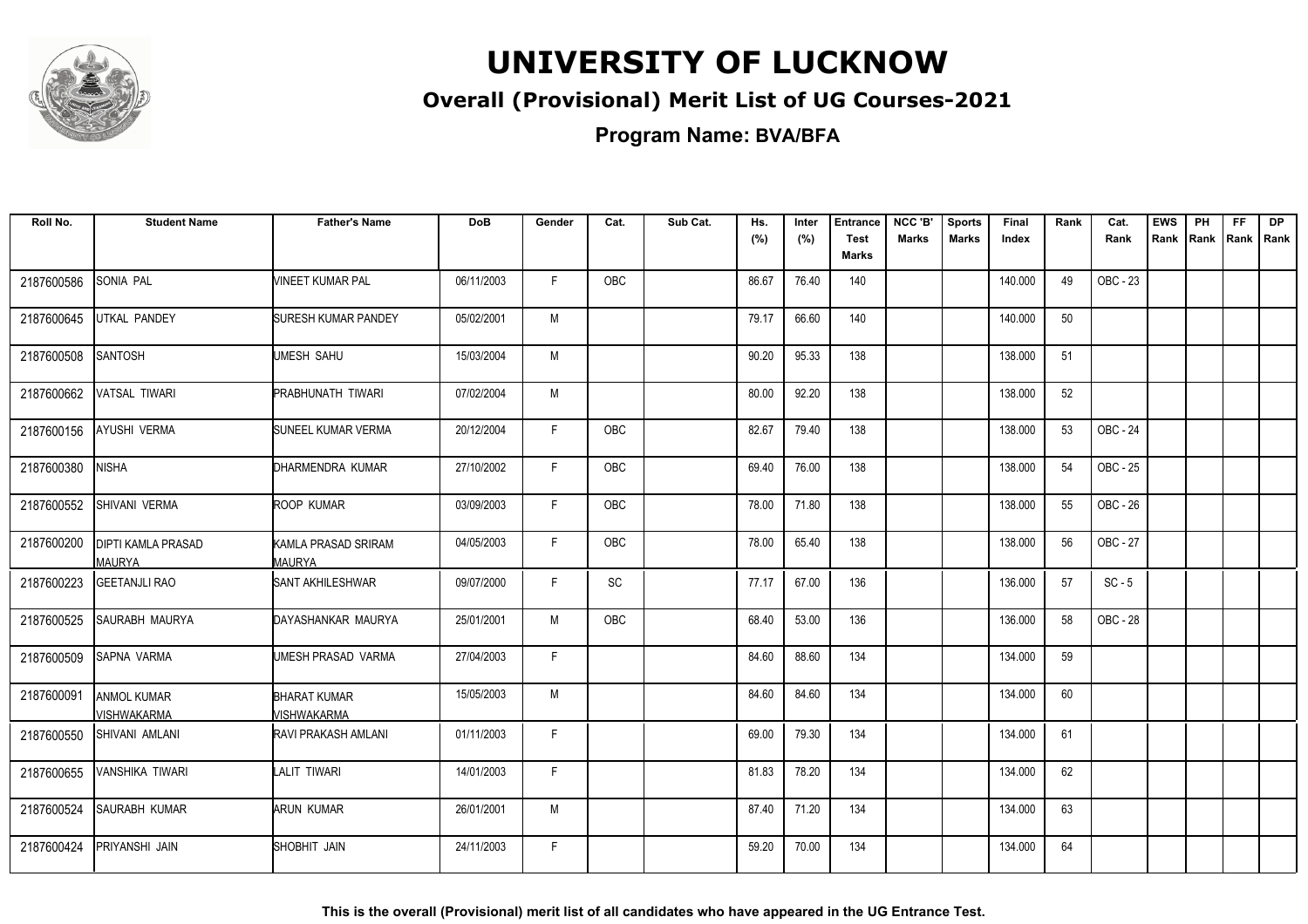# UNIVERSITY OF LUCKNOW

## Overall (Provisional) Merit List of UG Courses-2021

### Program Name: BVA/BFA

| Roll No. | Student Name | Father's Name | DoB | Gender | Cat. | Sub Cat. | Hs. (%) | Inter (%) | Entrance Test Marks | NCC 'B' Marks | Sports Marks | Final Index | Rank | Cat. Rank | EWS Rank | PH Rank | FF Rank | DP Rank |
|---|---|---|---|---|---|---|---|---|---|---|---|---|---|---|---|---|---|---|
| 2187600586 | SONIA PAL | VINEET KUMAR PAL | 06/11/2003 | F | OBC | | 86.67 | 76.40 | 140 | | | 140.000 | 49 | OBC - 23 | | | | |
| 2187600645 | UTKAL PANDEY | SURESH KUMAR PANDEY | 05/02/2001 | M | | | 79.17 | 66.60 | 140 | | | 140.000 | 50 | | | | | |
| 2187600508 | SANTOSH | UMESH SAHU | 15/03/2004 | M | | | 90.20 | 95.33 | 138 | | | 138.000 | 51 | | | | | |
| 2187600662 | VATSAL TIWARI | PRABHUNATH TIWARI | 07/02/2004 | M | | | 80.00 | 92.20 | 138 | | | 138.000 | 52 | | | | | |
| 2187600156 | AYUSHI VERMA | SUNEEL KUMAR VERMA | 20/12/2004 | F | OBC | | 82.67 | 79.40 | 138 | | | 138.000 | 53 | OBC - 24 | | | | |
| 2187600380 | NISHA | DHARMENDRA KUMAR | 27/10/2002 | F | OBC | | 69.40 | 76.00 | 138 | | | 138.000 | 54 | OBC - 25 | | | | |
| 2187600552 | SHIVANI VERMA | ROOP KUMAR | 03/09/2003 | F | OBC | | 78.00 | 71.80 | 138 | | | 138.000 | 55 | OBC - 26 | | | | |
| 2187600200 | DIPTI KAMLA PRASAD MAURYA | KAMLA PRASAD SRIRAM MAURYA | 04/05/2003 | F | OBC | | 78.00 | 65.40 | 138 | | | 138.000 | 56 | OBC - 27 | | | | |
| 2187600223 | GEETANJLI RAO | SANT AKHILESHWAR | 09/07/2000 | F | SC | | 77.17 | 67.00 | 136 | | | 136.000 | 57 | SC - 5 | | | | |
| 2187600525 | SAURABH MAURYA | DAYASHANKAR MAURYA | 25/01/2001 | M | OBC | | 68.40 | 53.00 | 136 | | | 136.000 | 58 | OBC - 28 | | | | |
| 2187600509 | SAPNA VARMA | UMESH PRASAD VARMA | 27/04/2003 | F | | | 84.60 | 88.60 | 134 | | | 134.000 | 59 | | | | | |
| 2187600091 | ANMOL KUMAR VISHWAKARMA | BHARAT KUMAR VISHWAKARMA | 15/05/2003 | M | | | 84.60 | 84.60 | 134 | | | 134.000 | 60 | | | | | |
| 2187600550 | SHIVANI AMLANI | RAVI PRAKASH AMLANI | 01/11/2003 | F | | | 69.00 | 79.30 | 134 | | | 134.000 | 61 | | | | | |
| 2187600655 | VANSHIKA TIWARI | LALIT TIWARI | 14/01/2003 | F | | | 81.83 | 78.20 | 134 | | | 134.000 | 62 | | | | | |
| 2187600524 | SAURABH KUMAR | ARUN KUMAR | 26/01/2001 | M | | | 87.40 | 71.20 | 134 | | | 134.000 | 63 | | | | | |
| 2187600424 | PRIYANSHI JAIN | SHOBHIT JAIN | 24/11/2003 | F | | | 59.20 | 70.00 | 134 | | | 134.000 | 64 | | | | | |

**This is the overall (Provisional) merit list of all candidates who have appeared in the UG Entrance Test.**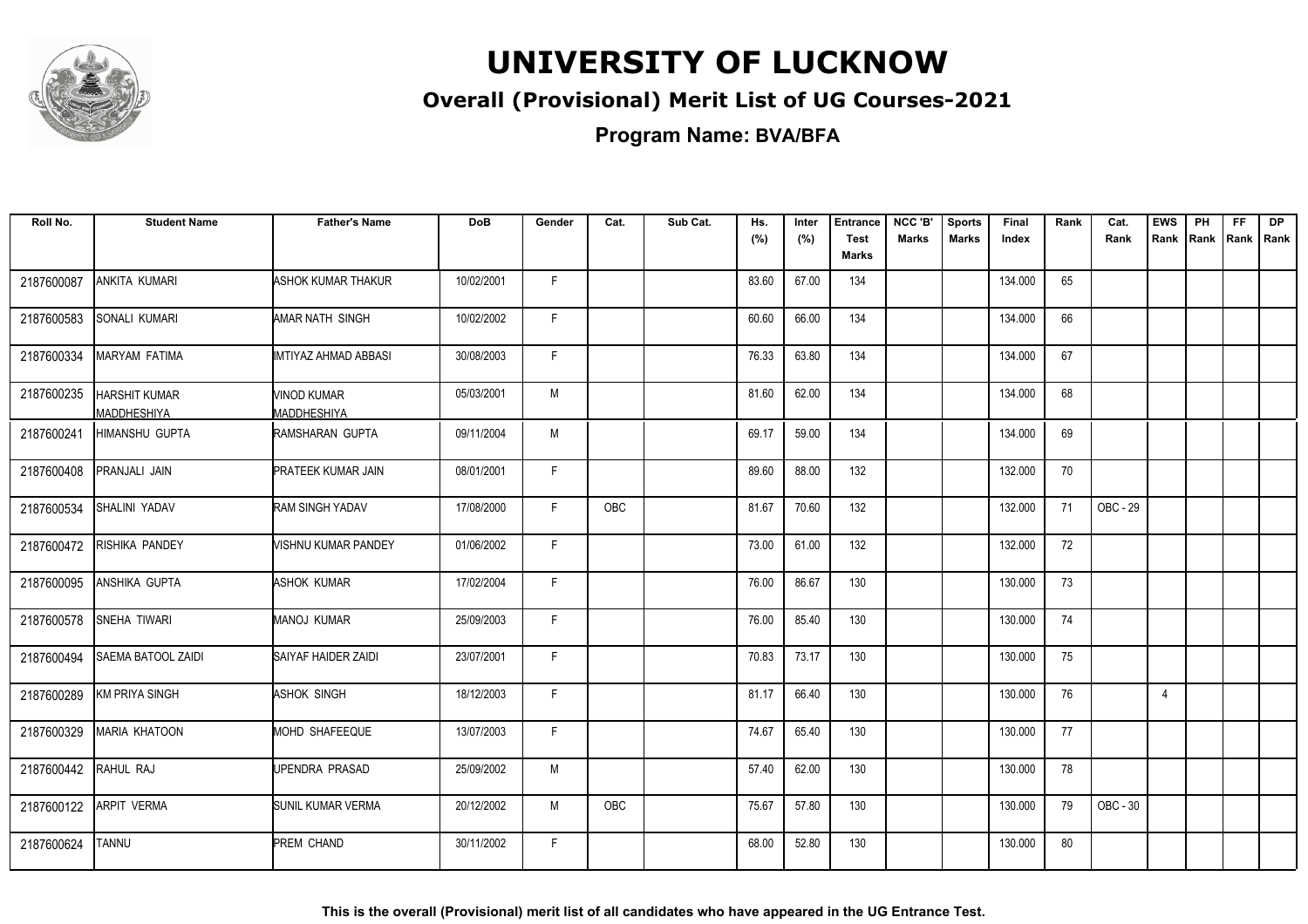# UNIVERSITY OF LUCKNOW

## Overall (Provisional) Merit List of UG Courses-2021

### Program Name: BVA/BFA

| Roll No. | Student Name | Father's Name | DoB | Gender | Cat. | Sub Cat. | Hs. (%) | Inter (%) | Entrance Test Marks | NCC 'B' Marks | Sports Marks | Final Index | Rank | Cat. Rank | EWS Rank | PH Rank | FF Rank | DP Rank |
|---|---|---|---|---|---|---|---|---|---|---|---|---|---|---|---|---|---|---|
| 2187600087 | ANKITA KUMARI | ASHOK KUMAR THAKUR | 10/02/2001 | F | | | 83.60 | 67.00 | 134 | | | 134.000 | 65 | | | | | |
| 2187600583 | SONALI KUMARI | AMAR NATH SINGH | 10/02/2002 | F | | | 60.60 | 66.00 | 134 | | | 134.000 | 66 | | | | | |
| 2187600334 | MARYAM FATIMA | IMTIYAZ AHMAD ABBASI | 30/08/2003 | F | | | 76.33 | 63.80 | 134 | | | 134.000 | 67 | | | | | |
| 2187600235 | HARSHIT KUMAR MADDHESHIYA | VINOD KUMAR MADDHESHIYA | 05/03/2001 | M | | | 81.60 | 62.00 | 134 | | | 134.000 | 68 | | | | | |
| 2187600241 | HIMANSHU GUPTA | RAMSHARAN GUPTA | 09/11/2004 | M | | | 69.17 | 59.00 | 134 | | | 134.000 | 69 | | | | | |
| 2187600408 | PRANJALI JAIN | PRATEEK KUMAR JAIN | 08/01/2001 | F | | | 89.60 | 88.00 | 132 | | | 132.000 | 70 | | | | | |
| 2187600534 | SHALINI YADAV | RAM SINGH YADAV | 17/08/2000 | F | OBC | | 81.67 | 70.60 | 132 | | | 132.000 | 71 | OBC - 29 | | | | |
| 2187600472 | RISHIKA PANDEY | VISHNU KUMAR PANDEY | 01/06/2002 | F | | | 73.00 | 61.00 | 132 | | | 132.000 | 72 | | | | | |
| 2187600095 | ANSHIKA GUPTA | ASHOK KUMAR | 17/02/2004 | F | | | 76.00 | 86.67 | 130 | | | 130.000 | 73 | | | | | |
| 2187600578 | SNEHA TIWARI | MANOJ KUMAR | 25/09/2003 | F | | | 76.00 | 85.40 | 130 | | | 130.000 | 74 | | | | | |
| 2187600494 | SAEMA BATOOL ZAIDI | SAIYAF HAIDER ZAIDI | 23/07/2001 | F | | | 70.83 | 73.17 | 130 | | | 130.000 | 75 | | | | | |
| 2187600289 | KM PRIYA SINGH | ASHOK SINGH | 18/12/2003 | F | | | 81.17 | 66.40 | 130 | | | 130.000 | 76 | | 4 | | | |
| 2187600329 | MARIA KHATOON | MOHD SHAFEEQUE | 13/07/2003 | F | | | 74.67 | 65.40 | 130 | | | 130.000 | 77 | | | | | |
| 2187600442 | RAHUL RAJ | UPENDRA PRASAD | 25/09/2002 | M | | | 57.40 | 62.00 | 130 | | | 130.000 | 78 | | | | | |
| 2187600122 | ARPIT VERMA | SUNIL KUMAR VERMA | 20/12/2002 | M | OBC | | 75.67 | 57.80 | 130 | | | 130.000 | 79 | OBC - 30 | | | | |
| 2187600624 | TANNU | PREM CHAND | 30/11/2002 | F | | | 68.00 | 52.80 | 130 | | | 130.000 | 80 | | | | | |

**This is the overall (Provisional) merit list of all candidates who have appeared in the UG Entrance Test.**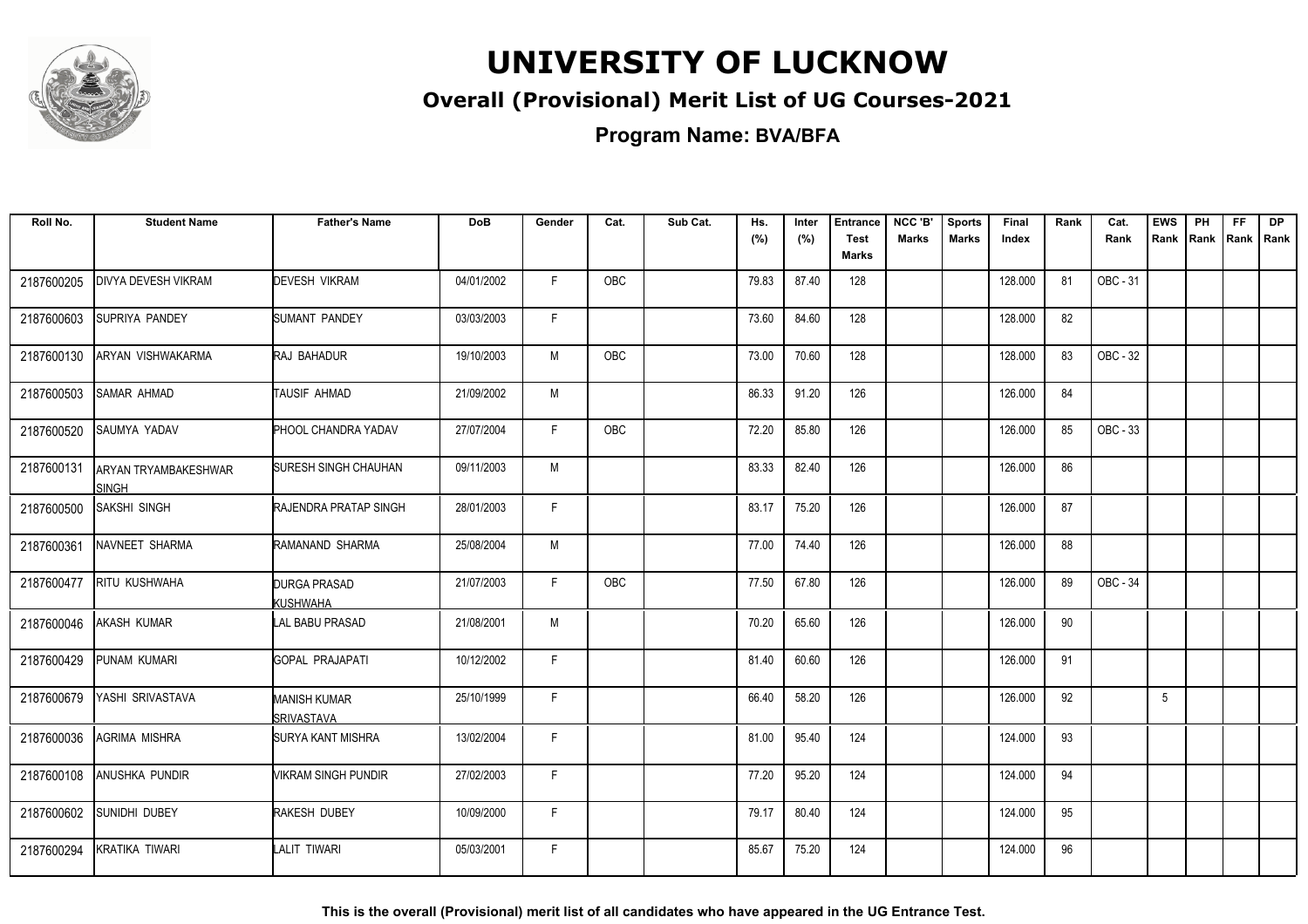# UNIVERSITY OF LUCKNOW

## Overall (Provisional) Merit List of UG Courses-2021

### Program Name: BVA/BFA

| Roll No. | Student Name | Father's Name | DoB | Gender | Cat. | Sub Cat. | Hs. (%) | Inter (%) | Entrance Test Marks | NCC 'B' Marks | Sports Marks | Final Index | Rank | Cat. Rank | EWS Rank | PH Rank | FF Rank | DP Rank |
|---|---|---|---|---|---|---|---|---|---|---|---|---|---|---|---|---|---|---|
| 2187600205 | DIVYA DEVESH VIKRAM | DEVESH VIKRAM | 04/01/2002 | F | OBC | | 79.83 | 87.40 | 128 | | | 128.000 | 81 | OBC - 31 | | | | |
| 2187600603 | SUPRIYA PANDEY | SUMANT PANDEY | 03/03/2003 | F | | | 73.60 | 84.60 | 128 | | | 128.000 | 82 | | | | | |
| 2187600130 | ARYAN VISHWAKARMA | RAJ BAHADUR | 19/10/2003 | M | OBC | | 73.00 | 70.60 | 128 | | | 128.000 | 83 | OBC - 32 | | | | |
| 2187600503 | SAMAR AHMAD | TAUSIF AHMAD | 21/09/2002 | M | | | 86.33 | 91.20 | 126 | | | 126.000 | 84 | | | | | |
| 2187600520 | SAUMYA YADAV | PHOOL CHANDRA YADAV | 27/07/2004 | F | OBC | | 72.20 | 85.80 | 126 | | | 126.000 | 85 | OBC - 33 | | | | |
| 2187600131 | ARYAN TRYAMBAKESHWAR SINGH | SURESH SINGH CHAUHAN | 09/11/2003 | M | | | 83.33 | 82.40 | 126 | | | 126.000 | 86 | | | | | |
| 2187600500 | SAKSHI SINGH | RAJENDRA PRATAP SINGH | 28/01/2003 | F | | | 83.17 | 75.20 | 126 | | | 126.000 | 87 | | | | | |
| 2187600361 | NAVNEET SHARMA | RAMANAND SHARMA | 25/08/2004 | M | | | 77.00 | 74.40 | 126 | | | 126.000 | 88 | | | | | |
| 2187600477 | RITU KUSHWAHA | DURGA PRASAD KUSHWAHA | 21/07/2003 | F | OBC | | 77.50 | 67.80 | 126 | | | 126.000 | 89 | OBC - 34 | | | | |
| 2187600046 | AKASH KUMAR | LAL BABU PRASAD | 21/08/2001 | M | | | 70.20 | 65.60 | 126 | | | 126.000 | 90 | | | | | |
| 2187600429 | PUNAM KUMARI | GOPAL PRAJAPATI | 10/12/2002 | F | | | 81.40 | 60.60 | 126 | | | 126.000 | 91 | | | | | |
| 2187600679 | YASHI SRIVASTAVA | MANISH KUMAR SRIVASTAVA | 25/10/1999 | F | | | 66.40 | 58.20 | 126 | | | 126.000 | 92 | | 5 | | | |
| 2187600036 | AGRIMA MISHRA | SURYA KANT MISHRA | 13/02/2004 | F | | | 81.00 | 95.40 | 124 | | | 124.000 | 93 | | | | | |
| 2187600108 | ANUSHKA PUNDIR | VIKRAM SINGH PUNDIR | 27/02/2003 | F | | | 77.20 | 95.20 | 124 | | | 124.000 | 94 | | | | | |
| 2187600602 | SUNIDHI DUBEY | RAKESH DUBEY | 10/09/2000 | F | | | 79.17 | 80.40 | 124 | | | 124.000 | 95 | | | | | |
| 2187600294 | KRATIKA TIWARI | LALIT TIWARI | 05/03/2001 | F | | | 85.67 | 75.20 | 124 | | | 124.000 | 96 | | | | | |

**This is the overall (Provisional) merit list of all candidates who have appeared in the UG Entrance Test.**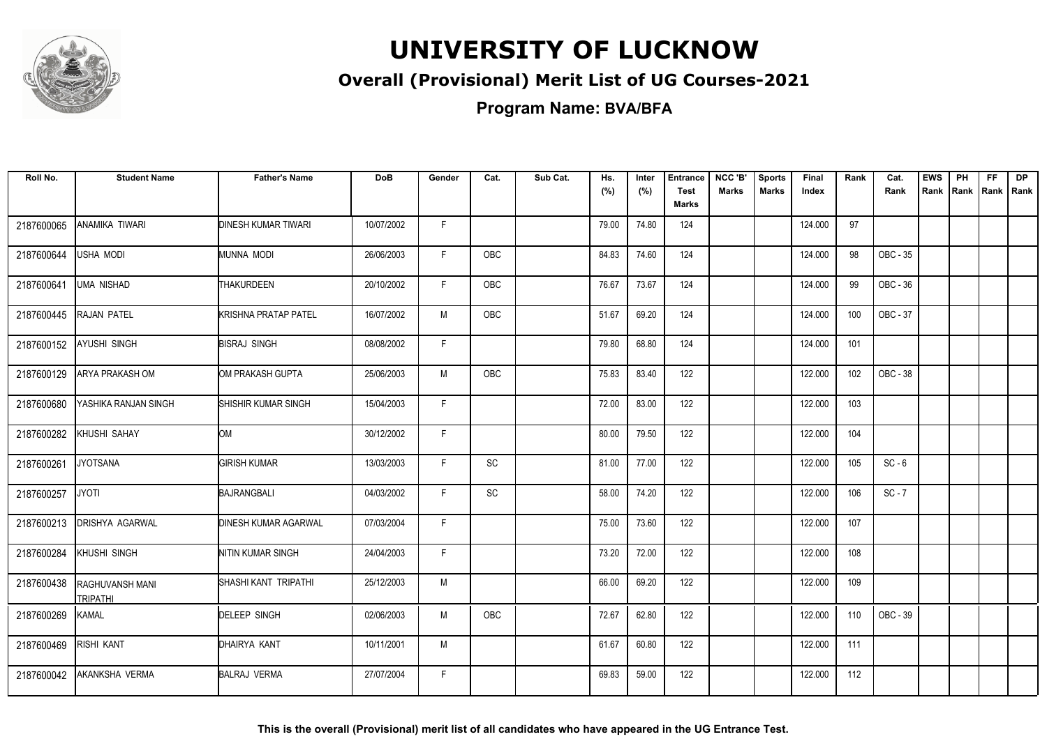# UNIVERSITY OF LUCKNOW

## Overall (Provisional) Merit List of UG Courses-2021

### Program Name: BVA/BFA

| Roll No. | Student Name | Father's Name | DoB | Gender | Cat. | Sub Cat. | Hs. (%) | Inter (%) | Entrance Test Marks | NCC 'B' Marks | Sports Marks | Final Index | Rank | Cat. Rank | EWS Rank | PH Rank | FF Rank | DP Rank |
|---|---|---|---|---|---|---|---|---|---|---|---|---|---|---|---|---|---|---|
| 2187600065 | ANAMIKA TIWARI | DINESH KUMAR TIWARI | 10/07/2002 | F | | | 79.00 | 74.80 | 124 | | | 124.000 | 97 | | | | | |
| 2187600644 | USHA MODI | MUNNA MODI | 26/06/2003 | F | OBC | | 84.83 | 74.60 | 124 | | | 124.000 | 98 | OBC - 35 | | | | |
| 2187600641 | UMA NISHAD | THAKURDEEN | 20/10/2002 | F | OBC | | 76.67 | 73.67 | 124 | | | 124.000 | 99 | OBC - 36 | | | | |
| 2187600445 | RAJAN PATEL | KRISHNA PRATAP PATEL | 16/07/2002 | M | OBC | | 51.67 | 69.20 | 124 | | | 124.000 | 100 | OBC - 37 | | | | |
| 2187600152 | AYUSHI SINGH | BISRAJ SINGH | 08/08/2002 | F | | | 79.80 | 68.80 | 124 | | | 124.000 | 101 | | | | | |
| 2187600129 | ARYA PRAKASH OM | OM PRAKASH GUPTA | 25/06/2003 | M | OBC | | 75.83 | 83.40 | 122 | | | 122.000 | 102 | OBC - 38 | | | | |
| 2187600680 | YASHIKA RANJAN SINGH | SHISHIR KUMAR SINGH | 15/04/2003 | F | | | 72.00 | 83.00 | 122 | | | 122.000 | 103 | | | | | |
| 2187600282 | KHUSHI SAHAY | OM | 30/12/2002 | F | | | 80.00 | 79.50 | 122 | | | 122.000 | 104 | | | | | |
| 2187600261 | JYOTSANA | GIRISH KUMAR | 13/03/2003 | F | SC | | 81.00 | 77.00 | 122 | | | 122.000 | 105 | SC - 6 | | | | |
| 2187600257 | JYOTI | BAJRANGBALI | 04/03/2002 | F | SC | | 58.00 | 74.20 | 122 | | | 122.000 | 106 | SC - 7 | | | | |
| 2187600213 | DRISHYA AGARWAL | DINESH KUMAR AGARWAL | 07/03/2004 | F | | | 75.00 | 73.60 | 122 | | | 122.000 | 107 | | | | | |
| 2187600284 | KHUSHI SINGH | NITIN KUMAR SINGH | 24/04/2003 | F | | | 73.20 | 72.00 | 122 | | | 122.000 | 108 | | | | | |
| 2187600438 | RAGHUVANSH MANI TRIPATHI | SHASHI KANT TRIPATHI | 25/12/2003 | M | | | 66.00 | 69.20 | 122 | | | 122.000 | 109 | | | | | |
| 2187600269 | KAMAL | DELEEP SINGH | 02/06/2003 | M | OBC | | 72.67 | 62.80 | 122 | | | 122.000 | 110 | OBC - 39 | | | | |
| 2187600469 | RISHI KANT | DHAIRYA KANT | 10/11/2001 | M | | | 61.67 | 60.80 | 122 | | | 122.000 | 111 | | | | | |
| 2187600042 | AKANKSHA VERMA | BALRAJ VERMA | 27/07/2004 | F | | | 69.83 | 59.00 | 122 | | | 122.000 | 112 | | | | | |

**This is the overall (Provisional) merit list of all candidates who have appeared in the UG Entrance Test.**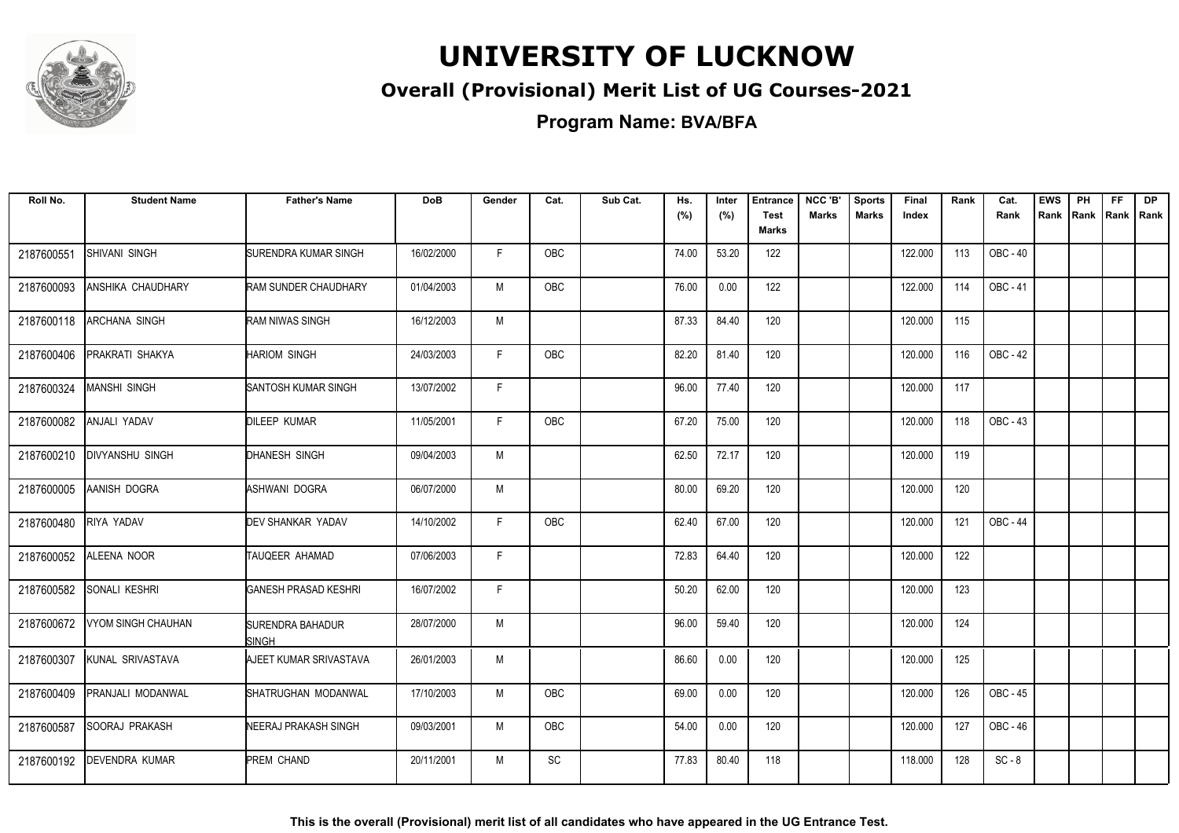# UNIVERSITY OF LUCKNOW

## Overall (Provisional) Merit List of UG Courses-2021

**Program Name: BVA/BFA**

| Roll No. | Student Name | Father's Name | DoB | Gender | Cat. | Sub Cat. | Hs. (%) | Inter (%) | Entrance Test Marks | NCC 'B' Marks | Sports Marks | Final Index | Rank | Cat. Rank | EWS Rank | PH Rank | FF Rank | DP Rank |
|---|---|---|---|---|---|---|---|---|---|---|---|---|---|---|---|---|---|---|
| 2187600551 | SHIVANI SINGH | SURENDRA KUMAR SINGH | 16/02/2000 | F | OBC | | 74.00 | 53.20 | 122 | | | 122.000 | 113 | OBC - 40 | | | | |
| 2187600093 | ANSHIKA CHAUDHARY | RAM SUNDER CHAUDHARY | 01/04/2003 | M | OBC | | 76.00 | 0.00 | 122 | | | 122.000 | 114 | OBC - 41 | | | | |
| 2187600118 | ARCHANA SINGH | RAM NIWAS SINGH | 16/12/2003 | M | | | 87.33 | 84.40 | 120 | | | 120.000 | 115 | | | | | |
| 2187600406 | PRAKRATI SHAKYA | HARIOM SINGH | 24/03/2003 | F | OBC | | 82.20 | 81.40 | 120 | | | 120.000 | 116 | OBC - 42 | | | | |
| 2187600324 | MANSHI SINGH | SANTOSH KUMAR SINGH | 13/07/2002 | F | | | 96.00 | 77.40 | 120 | | | 120.000 | 117 | | | | | |
| 2187600082 | ANJALI YADAV | DILEEP KUMAR | 11/05/2001 | F | OBC | | 67.20 | 75.00 | 120 | | | 120.000 | 118 | OBC - 43 | | | | |
| 2187600210 | DIVYANSHU SINGH | DHANESH SINGH | 09/04/2003 | M | | | 62.50 | 72.17 | 120 | | | 120.000 | 119 | | | | | |
| 2187600005 | AANISH DOGRA | ASHWANI DOGRA | 06/07/2000 | M | | | 80.00 | 69.20 | 120 | | | 120.000 | 120 | | | | | |
| 2187600480 | RIYA YADAV | DEV SHANKAR YADAV | 14/10/2002 | F | OBC | | 62.40 | 67.00 | 120 | | | 120.000 | 121 | OBC - 44 | | | | |
| 2187600052 | ALEENA NOOR | TAUQEER AHAMAD | 07/06/2003 | F | | | 72.83 | 64.40 | 120 | | | 120.000 | 122 | | | | | |
| 2187600582 | SONALI KESHRI | GANESH PRASAD KESHRI | 16/07/2002 | F | | | 50.20 | 62.00 | 120 | | | 120.000 | 123 | | | | | |
| 2187600672 | VYOM SINGH CHAUHAN | SURENDRA BAHADUR SINGH | 28/07/2000 | M | | | 96.00 | 59.40 | 120 | | | 120.000 | 124 | | | | | |
| 2187600307 | KUNAL SRIVASTAVA | AJEET KUMAR SRIVASTAVA | 26/01/2003 | M | | | 86.60 | 0.00 | 120 | | | 120.000 | 125 | | | | | |
| 2187600409 | PRANJALI MODANWAL | SHATRUGHAN MODANWAL | 17/10/2003 | M | OBC | | 69.00 | 0.00 | 120 | | | 120.000 | 126 | OBC - 45 | | | | |
| 2187600587 | SOORAJ PRAKASH | NEERAJ PRAKASH SINGH | 09/03/2001 | M | OBC | | 54.00 | 0.00 | 120 | | | 120.000 | 127 | OBC - 46 | | | | |
| 2187600192 | DEVENDRA KUMAR | PREM CHAND | 20/11/2001 | M | SC | | 77.83 | 80.40 | 118 | | | 118.000 | 128 | SC - 8 | | | | |

**This is the overall (Provisional) merit list of all candidates who have appeared in the UG Entrance Test.**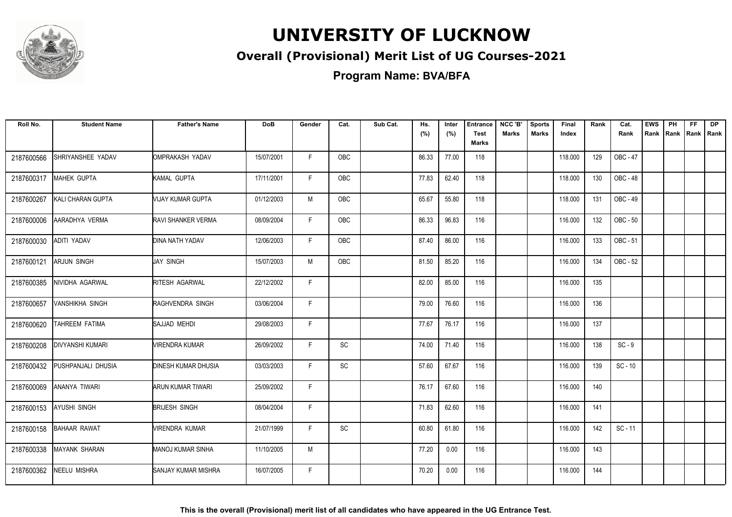# UNIVERSITY OF LUCKNOW

## Overall (Provisional) Merit List of UG Courses-2021

### Program Name: BVA/BFA

| Roll No. | Student Name | Father's Name | DoB | Gender | Cat. | Sub Cat. | Hs. (%) | Inter (%) | Entrance Test Marks | NCC 'B' Marks | Sports Marks | Final Index | Rank | Cat. Rank | EWS Rank | PH Rank | FF Rank | DP Rank |
|---|---|---|---|---|---|---|---|---|---|---|---|---|---|---|---|---|---|---|
| 2187600566 | SHRIYANSHEE YADAV | OMPRAKASH YADAV | 15/07/2001 | F | OBC | | 86.33 | 77.00 | 118 | | | 118.000 | 129 | OBC - 47 | | | | |
| 2187600317 | MAHEK GUPTA | KAMAL GUPTA | 17/11/2001 | F | OBC | | 77.83 | 62.40 | 118 | | | 118.000 | 130 | OBC - 48 | | | | |
| 2187600267 | KALI CHARAN GUPTA | VIJAY KUMAR GUPTA | 01/12/2003 | M | OBC | | 65.67 | 55.80 | 118 | | | 118.000 | 131 | OBC - 49 | | | | |
| 2187600006 | AARADHYA VERMA | RAVI SHANKER VERMA | 08/09/2004 | F | OBC | | 86.33 | 96.83 | 116 | | | 116.000 | 132 | OBC - 50 | | | | |
| 2187600030 | ADITI YADAV | DINA NATH YADAV | 12/06/2003 | F | OBC | | 87.40 | 86.00 | 116 | | | 116.000 | 133 | OBC - 51 | | | | |
| 2187600121 | ARJUN SINGH | JAY SINGH | 15/07/2003 | M | OBC | | 81.50 | 85.20 | 116 | | | 116.000 | 134 | OBC - 52 | | | | |
| 2187600385 | NIVIDHA AGARWAL | RITESH AGARWAL | 22/12/2002 | F | | | 82.00 | 85.00 | 116 | | | 116.000 | 135 | | | | | |
| 2187600657 | VANSHIKHA SINGH | RAGHVENDRA SINGH | 03/06/2004 | F | | | 79.00 | 76.60 | 116 | | | 116.000 | 136 | | | | | |
| 2187600620 | TAHREEM FATIMA | SAJJAD MEHDI | 29/08/2003 | F | | | 77.67 | 76.17 | 116 | | | 116.000 | 137 | | | | | |
| 2187600208 | DIVYANSHI KUMARI | VIRENDRA KUMAR | 26/09/2002 | F | SC | | 74.00 | 71.40 | 116 | | | 116.000 | 138 | SC - 9 | | | | |
| 2187600432 | PUSHPANJALI DHUSIA | DINESH KUMAR DHUSIA | 03/03/2003 | F | SC | | 57.60 | 67.67 | 116 | | | 116.000 | 139 | SC - 10 | | | | |
| 2187600069 | ANANYA TIWARI | ARUN KUMAR TIWARI | 25/09/2002 | F | | | 76.17 | 67.60 | 116 | | | 116.000 | 140 | | | | | |
| 2187600153 | AYUSHI SINGH | BRIJESH SINGH | 08/04/2004 | F | | | 71.83 | 62.60 | 116 | | | 116.000 | 141 | | | | | |
| 2187600158 | BAHAAR RAWAT | VIRENDRA KUMAR | 21/07/1999 | F | SC | | 60.80 | 61.80 | 116 | | | 116.000 | 142 | SC - 11 | | | | |
| 2187600338 | MAYANK SHARAN | MANOJ KUMAR SINHA | 11/10/2005 | M | | | 77.20 | 0.00 | 116 | | | 116.000 | 143 | | | | | |
| 2187600362 | NEELU MISHRA | SANJAY KUMAR MISHRA | 16/07/2005 | F | | | 70.20 | 0.00 | 116 | | | 116.000 | 144 | | | | | |

**This is the overall (Provisional) merit list of all candidates who have appeared in the UG Entrance Test.**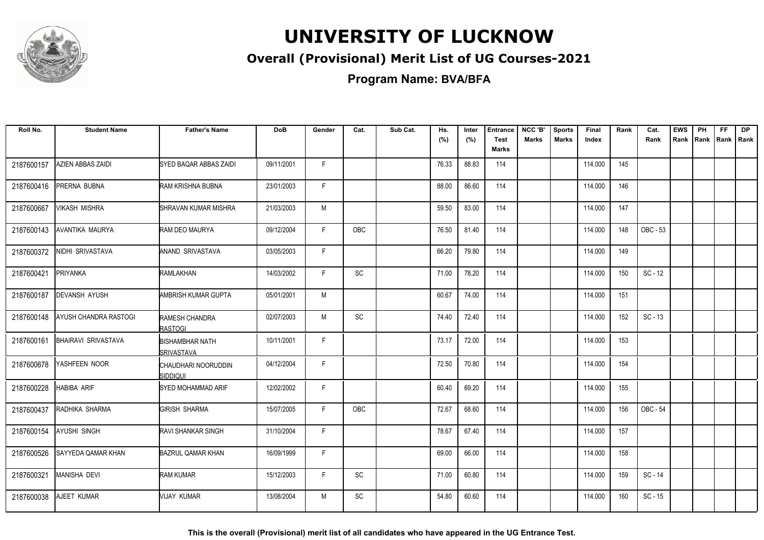# UNIVERSITY OF LUCKNOW

## Overall (Provisional) Merit List of UG Courses-2021

### Program Name: BVA/BFA

| Roll No. | Student Name | Father's Name | DoB | Gender | Cat. | Sub Cat. | Hs. (%) | Inter (%) | Entrance Test Marks | NCC 'B' Marks | Sports Marks | Final Index | Rank | Cat. Rank | EWS Rank | PH Rank | FF Rank | DP Rank |
|---|---|---|---|---|---|---|---|---|---|---|---|---|---|---|---|---|---|---|
| 2187600157 | AZIEN ABBAS ZAIDI | SYED BAQAR ABBAS ZAIDI | 09/11/2001 | F | | | 76.33 | 88.83 | 114 | | | 114.000 | 145 | | | | | |
| 2187600416 | PRERNA BUBNA | RAM KRISHNA BUBNA | 23/01/2003 | F | | | 88.00 | 86.60 | 114 | | | 114.000 | 146 | | | | | |
| 2187600667 | VIKASH MISHRA | SHRAVAN KUMAR MISHRA | 21/03/2003 | M | | | 59.50 | 83.00 | 114 | | | 114.000 | 147 | | | | | |
| 2187600143 | AVANTIKA MAURYA | RAM DEO MAURYA | 09/12/2004 | F | OBC | | 76.50 | 81.40 | 114 | | | 114.000 | 148 | OBC - 53 | | | | |
| 2187600372 | NIDHI SRIVASTAVA | ANAND SRIVASTAVA | 03/05/2003 | F | | | 66.20 | 79.80 | 114 | | | 114.000 | 149 | | | | | |
| 2187600421 | PRIYANKA | RAMLAKHAN | 14/03/2002 | F | SC | | 71.00 | 78.20 | 114 | | | 114.000 | 150 | SC - 12 | | | | |
| 2187600187 | DEVANSH AYUSH | AMBRISH KUMAR GUPTA | 05/01/2001 | M | | | 60.67 | 74.00 | 114 | | | 114.000 | 151 | | | | | |
| 2187600148 | AYUSH CHANDRA RASTOGI | RAMESH CHANDRA RASTOGI | 02/07/2003 | M | SC | | 74.40 | 72.40 | 114 | | | 114.000 | 152 | SC - 13 | | | | |
| 2187600161 | BHAIRAVI SRIVASTAVA | BISHAMBHAR NATH SRIVASTAVA | 10/11/2001 | F | | | 73.17 | 72.00 | 114 | | | 114.000 | 153 | | | | | |
| 2187600678 | YASHFEEN NOOR | CHAUDHARI NOORUDDIN SIDDIQUI | 04/12/2004 | F | | | 72.50 | 70.80 | 114 | | | 114.000 | 154 | | | | | |
| 2187600228 | HABIBA ARIF | SYED MOHAMMAD ARIF | 12/02/2002 | F | | | 60.40 | 69.20 | 114 | | | 114.000 | 155 | | | | | |
| 2187600437 | RADHIKA SHARMA | GIRISH SHARMA | 15/07/2005 | F | OBC | | 72.67 | 68.60 | 114 | | | 114.000 | 156 | OBC - 54 | | | | |
| 2187600154 | AYUSHI SINGH | RAVI SHANKAR SINGH | 31/10/2004 | F | | | 78.67 | 67.40 | 114 | | | 114.000 | 157 | | | | | |
| 2187600526 | SAYYEDA QAMAR KHAN | BAZRUL QAMAR KHAN | 16/09/1999 | F | | | 69.00 | 66.00 | 114 | | | 114.000 | 158 | | | | | |
| 2187600321 | MANISHA DEVI | RAM KUMAR | 15/12/2003 | F | SC | | 71.00 | 60.80 | 114 | | | 114.000 | 159 | SC - 14 | | | | |
| 2187600038 | AJEET KUMAR | VIJAY KUMAR | 13/08/2004 | M | SC | | 54.80 | 60.60 | 114 | | | 114.000 | 160 | SC - 15 | | | | |

**This is the overall (Provisional) merit list of all candidates who have appeared in the UG Entrance Test.**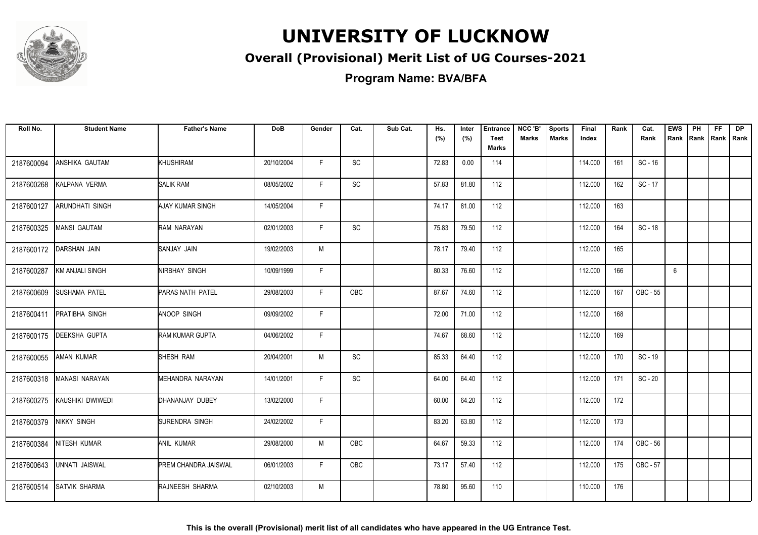# UNIVERSITY OF LUCKNOW

## Overall (Provisional) Merit List of UG Courses-2021

### Program Name: BVA/BFA

| Roll No. | Student Name | Father's Name | DoB | Gender | Cat. | Sub Cat. | Hs. (%) | Inter (%) | Entrance Test Marks | NCC 'B' Marks | Sports Marks | Final Index | Rank | Cat. Rank | EWS Rank | PH Rank | FF Rank | DP Rank |
|---|---|---|---|---|---|---|---|---|---|---|---|---|---|---|---|---|---|---|
| 2187600094 | ANSHIKA GAUTAM | KHUSHIRAM | 20/10/2004 | F | SC | | 72.83 | 0.00 | 114 | | | 114.000 | 161 | SC - 16 | | | | |
| 2187600268 | KALPANA VERMA | SALIK RAM | 08/05/2002 | F | SC | | 57.83 | 81.80 | 112 | | | 112.000 | 162 | SC - 17 | | | | |
| 2187600127 | ARUNDHATI SINGH | AJAY KUMAR SINGH | 14/05/2004 | F | | | 74.17 | 81.00 | 112 | | | 112.000 | 163 | | | | | |
| 2187600325 | MANSI GAUTAM | RAM NARAYAN | 02/01/2003 | F | SC | | 75.83 | 79.50 | 112 | | | 112.000 | 164 | SC - 18 | | | | |
| 2187600172 | DARSHAN JAIN | SANJAY JAIN | 19/02/2003 | M | | | 78.17 | 79.40 | 112 | | | 112.000 | 165 | | | | | |
| 2187600287 | KM ANJALI SINGH | NIRBHAY SINGH | 10/09/1999 | F | | | 80.33 | 76.60 | 112 | | | 112.000 | 166 | | 6 | | | |
| 2187600609 | SUSHAMA PATEL | PARAS NATH PATEL | 29/08/2003 | F | OBC | | 87.67 | 74.60 | 112 | | | 112.000 | 167 | OBC - 55 | | | | |
| 2187600411 | PRATIBHA SINGH | ANOOP SINGH | 09/09/2002 | F | | | 72.00 | 71.00 | 112 | | | 112.000 | 168 | | | | | |
| 2187600175 | DEEKSHA GUPTA | RAM KUMAR GUPTA | 04/06/2002 | F | | | 74.67 | 68.60 | 112 | | | 112.000 | 169 | | | | | |
| 2187600055 | AMAN KUMAR | SHESH RAM | 20/04/2001 | M | SC | | 85.33 | 64.40 | 112 | | | 112.000 | 170 | SC - 19 | | | | |
| 2187600318 | MANASI NARAYAN | MEHANDRA NARAYAN | 14/01/2001 | F | SC | | 64.00 | 64.40 | 112 | | | 112.000 | 171 | SC - 20 | | | | |
| 2187600275 | KAUSHIKI DWIWEDI | DHANANJAY DUBEY | 13/02/2000 | F | | | 60.00 | 64.20 | 112 | | | 112.000 | 172 | | | | | |
| 2187600379 | NIKKY SINGH | SURENDRA SINGH | 24/02/2002 | F | | | 83.20 | 63.80 | 112 | | | 112.000 | 173 | | | | | |
| 2187600384 | NITESH KUMAR | ANIL KUMAR | 29/08/2000 | M | OBC | | 64.67 | 59.33 | 112 | | | 112.000 | 174 | OBC - 56 | | | | |
| 2187600643 | UNNATI JAISWAL | PREM CHANDRA JAISWAL | 06/01/2003 | F | OBC | | 73.17 | 57.40 | 112 | | | 112.000 | 175 | OBC - 57 | | | | |
| 2187600514 | SATVIK SHARMA | RAJNEESH SHARMA | 02/10/2003 | M | | | 78.80 | 95.60 | 110 | | | 110.000 | 176 | | | | | |

**This is the overall (Provisional) merit list of all candidates who have appeared in the UG Entrance Test.**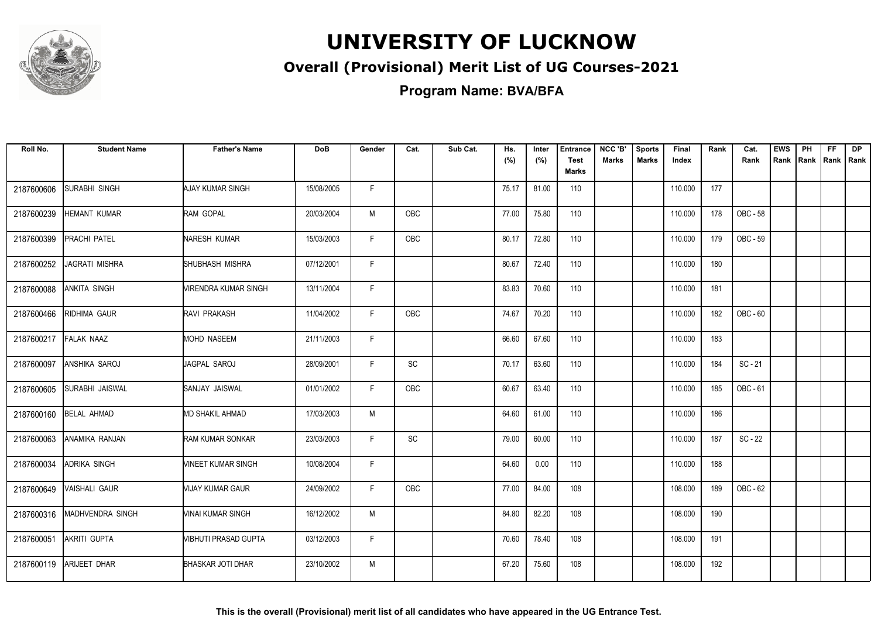# UNIVERSITY OF LUCKNOW

## Overall (Provisional) Merit List of UG Courses-2021

### Program Name: BVA/BFA

| Roll No. | Student Name | Father's Name | DoB | Gender | Cat. | Sub Cat. | Hs. (%) | Inter (%) | Entrance Test Marks | NCC 'B' Marks | Sports Marks | Final Index | Rank | Cat. Rank | EWS Rank | PH Rank | FF Rank | DP Rank |
|---|---|---|---|---|---|---|---|---|---|---|---|---|---|---|---|---|---|---|
| 2187600606 | SURABHI SINGH | AJAY KUMAR SINGH | 15/08/2005 | F | | | 75.17 | 81.00 | 110 | | | 110.000 | 177 | | | | | |
| 2187600239 | HEMANT KUMAR | RAM GOPAL | 20/03/2004 | M | OBC | | 77.00 | 75.80 | 110 | | | 110.000 | 178 | OBC - 58 | | | | |
| 2187600399 | PRACHI PATEL | NARESH KUMAR | 15/03/2003 | F | OBC | | 80.17 | 72.80 | 110 | | | 110.000 | 179 | OBC - 59 | | | | |
| 2187600252 | JAGRATI MISHRA | SHUBHASH MISHRA | 07/12/2001 | F | | | 80.67 | 72.40 | 110 | | | 110.000 | 180 | | | | | |
| 2187600088 | ANKITA SINGH | VIRENDRA KUMAR SINGH | 13/11/2004 | F | | | 83.83 | 70.60 | 110 | | | 110.000 | 181 | | | | | |
| 2187600466 | RIDHIMA GAUR | RAVI PRAKASH | 11/04/2002 | F | OBC | | 74.67 | 70.20 | 110 | | | 110.000 | 182 | OBC - 60 | | | | |
| 2187600217 | FALAK NAAZ | MOHD NASEEM | 21/11/2003 | F | | | 66.60 | 67.60 | 110 | | | 110.000 | 183 | | | | | |
| 2187600097 | ANSHIKA SAROJ | JAGPAL SAROJ | 28/09/2001 | F | SC | | 70.17 | 63.60 | 110 | | | 110.000 | 184 | SC - 21 | | | | |
| 2187600605 | SURABHI JAISWAL | SANJAY JAISWAL | 01/01/2002 | F | OBC | | 60.67 | 63.40 | 110 | | | 110.000 | 185 | OBC - 61 | | | | |
| 2187600160 | BELAL AHMAD | MD SHAKIL AHMAD | 17/03/2003 | M | | | 64.60 | 61.00 | 110 | | | 110.000 | 186 | | | | | |
| 2187600063 | ANAMIKA RANJAN | RAM KUMAR SONKAR | 23/03/2003 | F | SC | | 79.00 | 60.00 | 110 | | | 110.000 | 187 | SC - 22 | | | | |
| 2187600034 | ADRIKA SINGH | VINEET KUMAR SINGH | 10/08/2004 | F | | | 64.60 | 0.00 | 110 | | | 110.000 | 188 | | | | | |
| 2187600649 | VAISHALI GAUR | VIJAY KUMAR GAUR | 24/09/2002 | F | OBC | | 77.00 | 84.00 | 108 | | | 108.000 | 189 | OBC - 62 | | | | |
| 2187600316 | MADHVENDRA SINGH | VINAI KUMAR SINGH | 16/12/2002 | M | | | 84.80 | 82.20 | 108 | | | 108.000 | 190 | | | | | |
| 2187600051 | AKRITI GUPTA | VIBHUTI PRASAD GUPTA | 03/12/2003 | F | | | 70.60 | 78.40 | 108 | | | 108.000 | 191 | | | | | |
| 2187600119 | ARIJEET DHAR | BHASKAR JOTI DHAR | 23/10/2002 | M | | | 67.20 | 75.60 | 108 | | | 108.000 | 192 | | | | | |

**This is the overall (Provisional) merit list of all candidates who have appeared in the UG Entrance Test.**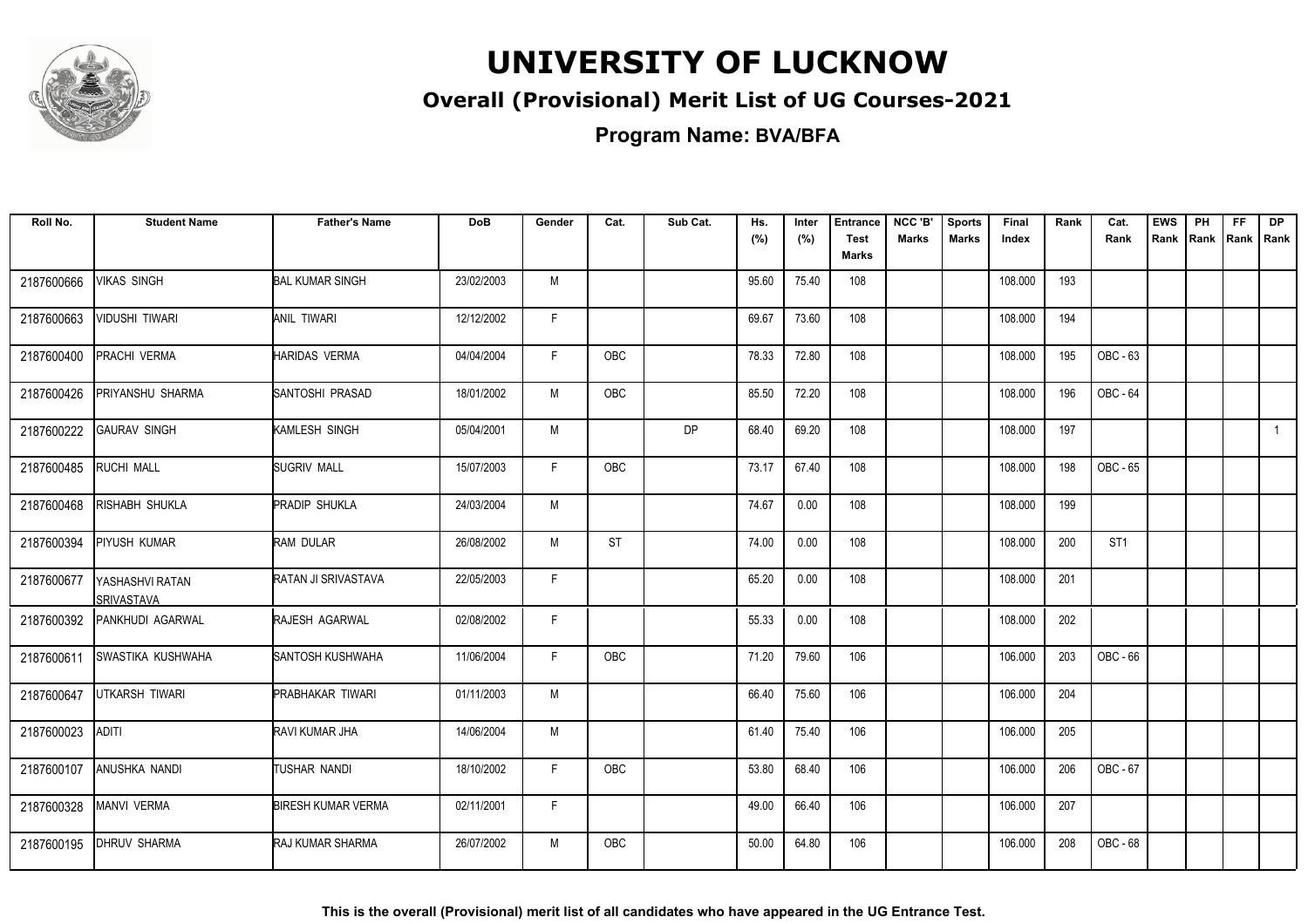# UNIVERSITY OF LUCKNOW

## Overall (Provisional) Merit List of UG Courses-2021

### Program Name: BVA/BFA

| Roll No. | Student Name | Father's Name | DoB | Gender | Cat. | Sub Cat. | Hs. (%) | Inter (%) | Entrance Test Marks | NCC 'B' Marks | Sports Marks | Final Index | Rank | Cat. Rank | EWS Rank | PH Rank | FF Rank | DP Rank |
|---|---|---|---|---|---|---|---|---|---|---|---|---|---|---|---|---|---|---|
| 2187600666 | VIKAS SINGH | BAL KUMAR SINGH | 23/02/2003 | M | | | 95.60 | 75.40 | 108 | | | 108.000 | 193 | | | | | |
| 2187600663 | VIDUSHI TIWARI | ANIL TIWARI | 12/12/2002 | F | | | 69.67 | 73.60 | 108 | | | 108.000 | 194 | | | | | |
| 2187600400 | PRACHI VERMA | HARIDAS VERMA | 04/04/2004 | F | OBC | | 78.33 | 72.80 | 108 | | | 108.000 | 195 | OBC - 63 | | | | |
| 2187600426 | PRIYANSHU SHARMA | SANTOSHI PRASAD | 18/01/2002 | M | OBC | | 85.50 | 72.20 | 108 | | | 108.000 | 196 | OBC - 64 | | | | |
| 2187600222 | GAURAV SINGH | KAMLESH SINGH | 05/04/2001 | M | | DP | 68.40 | 69.20 | 108 | | | 108.000 | 197 | | | | | 1 |
| 2187600485 | RUCHI MALL | SUGRIV MALL | 15/07/2003 | F | OBC | | 73.17 | 67.40 | 108 | | | 108.000 | 198 | OBC - 65 | | | | |
| 2187600468 | RISHABH SHUKLA | PRADIP SHUKLA | 24/03/2004 | M | | | 74.67 | 0.00 | 108 | | | 108.000 | 199 | | | | | |
| 2187600394 | PIYUSH KUMAR | RAM DULAR | 26/08/2002 | M | ST | | 74.00 | 0.00 | 108 | | | 108.000 | 200 | ST1 | | | | |
| 2187600677 | YASHASHVI RATAN SRIVASTAVA | RATAN JI SRIVASTAVA | 22/05/2003 | F | | | 65.20 | 0.00 | 108 | | | 108.000 | 201 | | | | | |
| 2187600392 | PANKHUDI AGARWAL | RAJESH AGARWAL | 02/08/2002 | F | | | 55.33 | 0.00 | 108 | | | 108.000 | 202 | | | | | |
| 2187600611 | SWASTIKA KUSHWAHA | SANTOSH KUSHWAHA | 11/06/2004 | F | OBC | | 71.20 | 79.60 | 106 | | | 106.000 | 203 | OBC - 66 | | | | |
| 2187600647 | UTKARSH TIWARI | PRABHAKAR TIWARI | 01/11/2003 | M | | | 66.40 | 75.60 | 106 | | | 106.000 | 204 | | | | | |
| 2187600023 | ADITI | RAVI KUMAR JHA | 14/06/2004 | M | | | 61.40 | 75.40 | 106 | | | 106.000 | 205 | | | | | |
| 2187600107 | ANUSHKA NANDI | TUSHAR NANDI | 18/10/2002 | F | OBC | | 53.80 | 68.40 | 106 | | | 106.000 | 206 | OBC - 67 | | | | |
| 2187600328 | MANVI VERMA | BIRESH KUMAR VERMA | 02/11/2001 | F | | | 49.00 | 66.40 | 106 | | | 106.000 | 207 | | | | | |
| 2187600195 | DHRUV SHARMA | RAJ KUMAR SHARMA | 26/07/2002 | M | OBC | | 50.00 | 64.80 | 106 | | | 106.000 | 208 | OBC - 68 | | | | |

**This is the overall (Provisional) merit list of all candidates who have appeared in the UG Entrance Test.**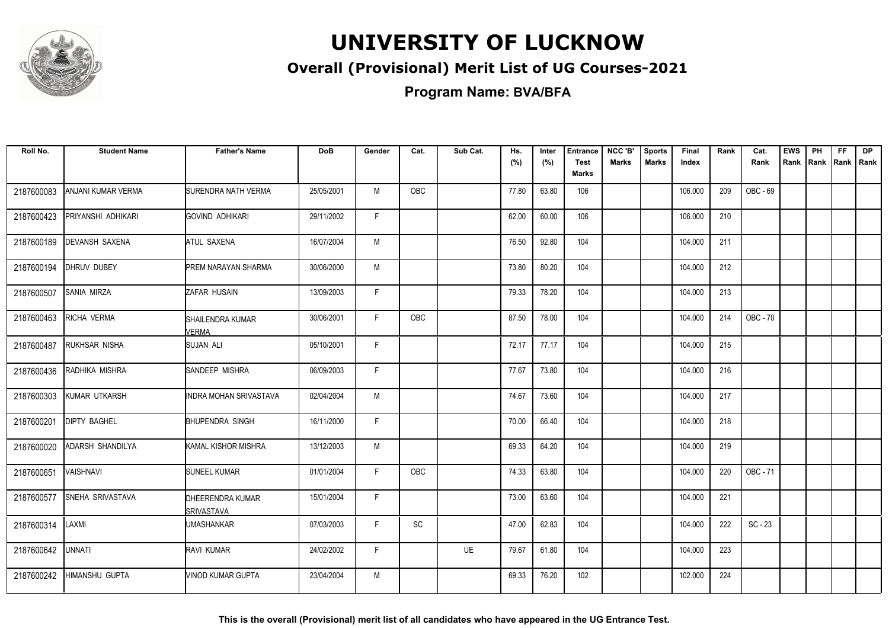# UNIVERSITY OF LUCKNOW

## Overall (Provisional) Merit List of UG Courses-2021

### Program Name: BVA/BFA

| Roll No. | Student Name | Father's Name | DoB | Gender | Cat. | Sub Cat. | Hs. (%) | Inter (%) | Entrance Test Marks | NCC 'B' Marks | Sports Marks | Final Index | Rank | Cat. Rank | EWS Rank | PH Rank | FF Rank | DP Rank |
|---|---|---|---|---|---|---|---|---|---|---|---|---|---|---|---|---|---|---|
| 2187600083 | ANJANI KUMAR VERMA | SURENDRA NATH VERMA | 25/05/2001 | M | OBC | | 77.80 | 63.80 | 106 | | | 106.000 | 209 | OBC - 69 | | | | |
| 2187600423 | PRIYANSHI ADHIKARI | GOVIND ADHIKARI | 29/11/2002 | F | | | 62.00 | 60.00 | 106 | | | 106.000 | 210 | | | | | |
| 2187600189 | DEVANSH SAXENA | ATUL SAXENA | 16/07/2004 | M | | | 76.50 | 92.80 | 104 | | | 104.000 | 211 | | | | | |
| 2187600194 | DHRUV DUBEY | PREM NARAYAN SHARMA | 30/06/2000 | M | | | 73.80 | 80.20 | 104 | | | 104.000 | 212 | | | | | |
| 2187600507 | SANIA MIRZA | ZAFAR HUSAIN | 13/09/2003 | F | | | 79.33 | 78.20 | 104 | | | 104.000 | 213 | | | | | |
| 2187600463 | RICHA VERMA | SHAILENDRA KUMAR VERMA | 30/06/2001 | F | OBC | | 87.50 | 78.00 | 104 | | | 104.000 | 214 | OBC - 70 | | | | |
| 2187600487 | RUKHSAR NISHA | SUJAN ALI | 05/10/2001 | F | | | 72.17 | 77.17 | 104 | | | 104.000 | 215 | | | | | |
| 2187600436 | RADHIKA MISHRA | SANDEEP MISHRA | 06/09/2003 | F | | | 77.67 | 73.80 | 104 | | | 104.000 | 216 | | | | | |
| 2187600303 | KUMAR UTKARSH | INDRA MOHAN SRIVASTAVA | 02/04/2004 | M | | | 74.67 | 73.60 | 104 | | | 104.000 | 217 | | | | | |
| 2187600201 | DIPTY BAGHEL | BHUPENDRA SINGH | 16/11/2000 | F | | | 70.00 | 66.40 | 104 | | | 104.000 | 218 | | | | | |
| 2187600020 | ADARSH SHANDILYA | KAMAL KISHOR MISHRA | 13/12/2003 | M | | | 69.33 | 64.20 | 104 | | | 104.000 | 219 | | | | | |
| 2187600651 | VAISHNAVI | SUNEEL KUMAR | 01/01/2004 | F | OBC | | 74.33 | 63.80 | 104 | | | 104.000 | 220 | OBC - 71 | | | | |
| 2187600577 | SNEHA SRIVASTAVA | DHEERENDRA KUMAR SRIVASTAVA | 15/01/2004 | F | | | 73.00 | 63.60 | 104 | | | 104.000 | 221 | | | | | |
| 2187600314 | LAXMI | UMASHANKAR | 07/03/2003 | F | SC | | 47.00 | 62.83 | 104 | | | 104.000 | 222 | SC - 23 | | | | |
| 2187600642 | UNNATI | RAVI KUMAR | 24/02/2002 | F | | UE | 79.67 | 61.80 | 104 | | | 104.000 | 223 | | | | | |
| 2187600242 | HIMANSHU GUPTA | VINOD KUMAR GUPTA | 23/04/2004 | M | | | 69.33 | 76.20 | 102 | | | 102.000 | 224 | | | | | |

**This is the overall (Provisional) merit list of all candidates who have appeared in the UG Entrance Test.**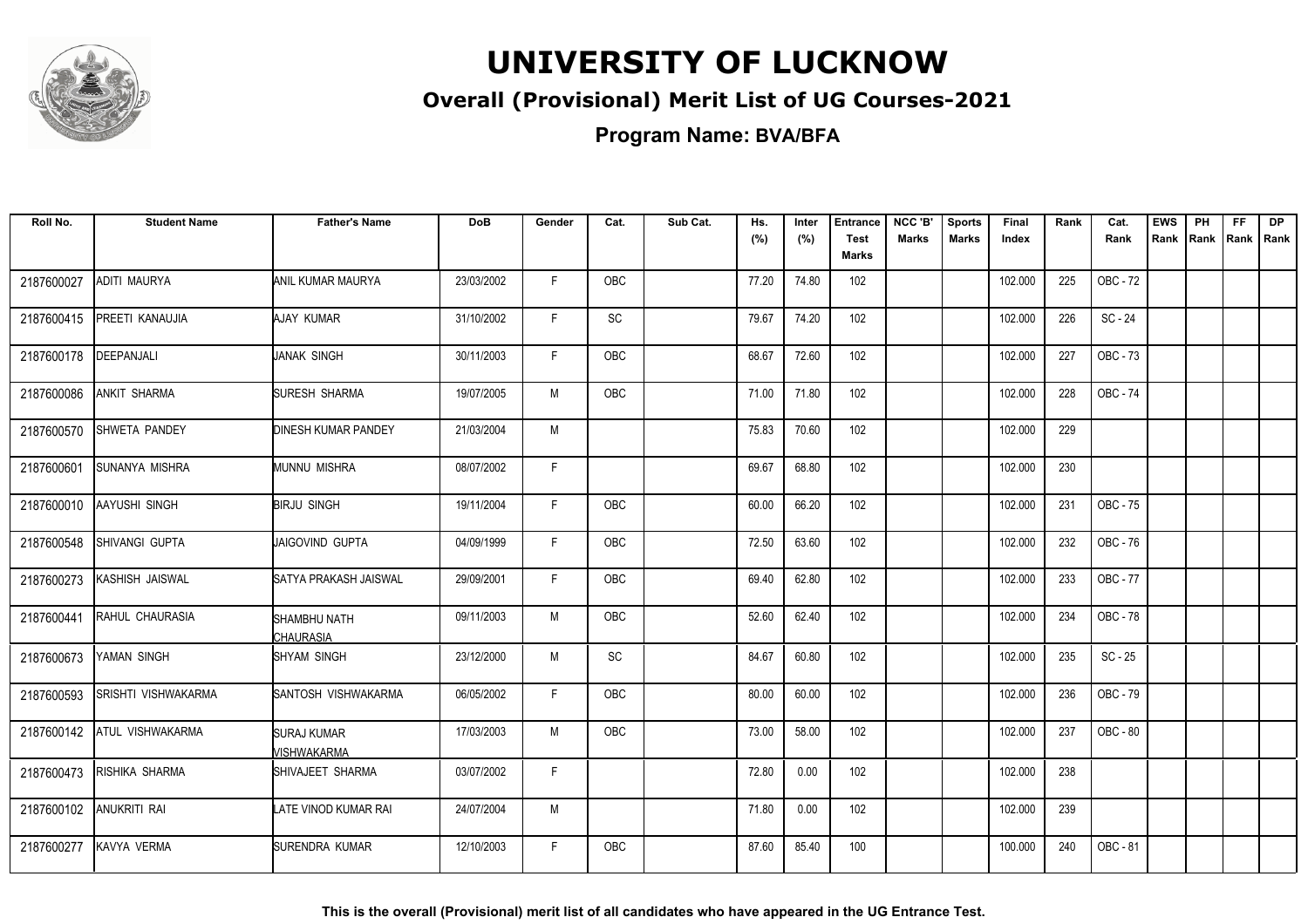# UNIVERSITY OF LUCKNOW

## Overall (Provisional) Merit List of UG Courses-2021

### Program Name: BVA/BFA

| Roll No. | Student Name | Father's Name | DoB | Gender | Cat. | Sub Cat. | Hs. (%) | Inter (%) | Entrance Test Marks | NCC 'B' Marks | Sports Marks | Final Index | Rank | Cat. Rank | EWS Rank | PH Rank | FF Rank | DP Rank |
|---|---|---|---|---|---|---|---|---|---|---|---|---|---|---|---|---|---|---|
| 2187600027 | ADITI MAURYA | ANIL KUMAR MAURYA | 23/03/2002 | F | OBC | | 77.20 | 74.80 | 102 | | | 102.000 | 225 | OBC - 72 | | | | |
| 2187600415 | PREETI KANAUJIA | AJAY KUMAR | 31/10/2002 | F | SC | | 79.67 | 74.20 | 102 | | | 102.000 | 226 | SC - 24 | | | | |
| 2187600178 | DEEPANJALI | JANAK SINGH | 30/11/2003 | F | OBC | | 68.67 | 72.60 | 102 | | | 102.000 | 227 | OBC - 73 | | | | |
| 2187600086 | ANKIT SHARMA | SURESH SHARMA | 19/07/2005 | M | OBC | | 71.00 | 71.80 | 102 | | | 102.000 | 228 | OBC - 74 | | | | |
| 2187600570 | SHWETA PANDEY | DINESH KUMAR PANDEY | 21/03/2004 | M | | | 75.83 | 70.60 | 102 | | | 102.000 | 229 | | | | | |
| 2187600601 | SUNANYA MISHRA | MUNNU MISHRA | 08/07/2002 | F | | | 69.67 | 68.80 | 102 | | | 102.000 | 230 | | | | | |
| 2187600010 | AAYUSHI SINGH | BIRJU SINGH | 19/11/2004 | F | OBC | | 60.00 | 66.20 | 102 | | | 102.000 | 231 | OBC - 75 | | | | |
| 2187600548 | SHIVANGI GUPTA | JAIGOVIND GUPTA | 04/09/1999 | F | OBC | | 72.50 | 63.60 | 102 | | | 102.000 | 232 | OBC - 76 | | | | |
| 2187600273 | KASHISH JAISWAL | SATYA PRAKASH JAISWAL | 29/09/2001 | F | OBC | | 69.40 | 62.80 | 102 | | | 102.000 | 233 | OBC - 77 | | | | |
| 2187600441 | RAHUL CHAURASIA | SHAMBHU NATH CHAURASIA | 09/11/2003 | M | OBC | | 52.60 | 62.40 | 102 | | | 102.000 | 234 | OBC - 78 | | | | |
| 2187600673 | YAMAN SINGH | SHYAM SINGH | 23/12/2000 | M | SC | | 84.67 | 60.80 | 102 | | | 102.000 | 235 | SC - 25 | | | | |
| 2187600593 | SRISHTI VISHWAKARMA | SANTOSH VISHWAKARMA | 06/05/2002 | F | OBC | | 80.00 | 60.00 | 102 | | | 102.000 | 236 | OBC - 79 | | | | |
| 2187600142 | ATUL VISHWAKARMA | SURAJ KUMAR VISHWAKARMA | 17/03/2003 | M | OBC | | 73.00 | 58.00 | 102 | | | 102.000 | 237 | OBC - 80 | | | | |
| 2187600473 | RISHIKA SHARMA | SHIVAJEET SHARMA | 03/07/2002 | F | | | 72.80 | 0.00 | 102 | | | 102.000 | 238 | | | | | |
| 2187600102 | ANUKRITI RAI | LATE VINOD KUMAR RAI | 24/07/2004 | M | | | 71.80 | 0.00 | 102 | | | 102.000 | 239 | | | | | |
| 2187600277 | KAVYA VERMA | SURENDRA KUMAR | 12/10/2003 | F | OBC | | 87.60 | 85.40 | 100 | | | 100.000 | 240 | OBC - 81 | | | | |

**This is the overall (Provisional) merit list of all candidates who have appeared in the UG Entrance Test.**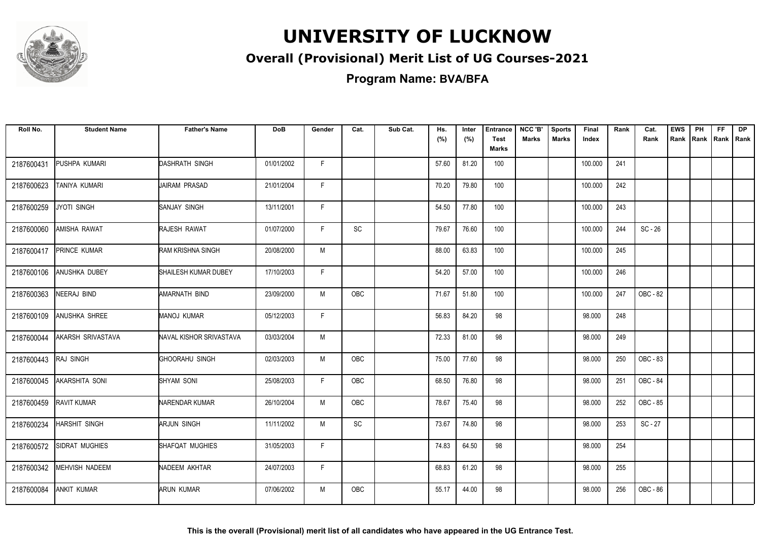# UNIVERSITY OF LUCKNOW

## Overall (Provisional) Merit List of UG Courses-2021

### Program Name: BVA/BFA

| Roll No. | Student Name | Father's Name | DoB | Gender | Cat. | Sub Cat. | Hs. (%) | Inter (%) | Entrance Test Marks | NCC 'B' Marks | Sports Marks | Final Index | Rank | Cat. Rank | EWS Rank | PH Rank | FF Rank | DP Rank |
|---|---|---|---|---|---|---|---|---|---|---|---|---|---|---|---|---|---|---|
| 2187600431 | PUSHPA KUMARI | DASHRATH SINGH | 01/01/2002 | F | | | 57.60 | 81.20 | 100 | | | 100.000 | 241 | | | | | |
| 2187600623 | TANIYA KUMARI | JAIRAM PRASAD | 21/01/2004 | F | | | 70.20 | 79.80 | 100 | | | 100.000 | 242 | | | | | |
| 2187600259 | JYOTI SINGH | SANJAY SINGH | 13/11/2001 | F | | | 54.50 | 77.80 | 100 | | | 100.000 | 243 | | | | | |
| 2187600060 | AMISHA RAWAT | RAJESH RAWAT | 01/07/2000 | F | SC | | 79.67 | 76.60 | 100 | | | 100.000 | 244 | SC - 26 | | | | |
| 2187600417 | PRINCE KUMAR | RAM KRISHNA SINGH | 20/08/2000 | M | | | 88.00 | 63.83 | 100 | | | 100.000 | 245 | | | | | |
| 2187600106 | ANUSHKA DUBEY | SHAILESH KUMAR DUBEY | 17/10/2003 | F | | | 54.20 | 57.00 | 100 | | | 100.000 | 246 | | | | | |
| 2187600363 | NEERAJ BIND | AMARNATH BIND | 23/09/2000 | M | OBC | | 71.67 | 51.80 | 100 | | | 100.000 | 247 | OBC - 82 | | | | |
| 2187600109 | ANUSHKA SHREE | MANOJ KUMAR | 05/12/2003 | F | | | 56.83 | 84.20 | 98 | | | 98.000 | 248 | | | | | |
| 2187600044 | AKARSH SRIVASTAVA | NAVAL KISHOR SRIVASTAVA | 03/03/2004 | M | | | 72.33 | 81.00 | 98 | | | 98.000 | 249 | | | | | |
| 2187600443 | RAJ SINGH | GHOORAHU SINGH | 02/03/2003 | M | OBC | | 75.00 | 77.60 | 98 | | | 98.000 | 250 | OBC - 83 | | | | |
| 2187600045 | AKARSHITA SONI | SHYAM SONI | 25/08/2003 | F | OBC | | 68.50 | 76.80 | 98 | | | 98.000 | 251 | OBC - 84 | | | | |
| 2187600459 | RAVIT KUMAR | NARENDAR KUMAR | 26/10/2004 | M | OBC | | 78.67 | 75.40 | 98 | | | 98.000 | 252 | OBC - 85 | | | | |
| 2187600234 | HARSHIT SINGH | ARJUN SINGH | 11/11/2002 | M | SC | | 73.67 | 74.80 | 98 | | | 98.000 | 253 | SC - 27 | | | | |
| 2187600572 | SIDRAT MUGHIES | SHAFQAT MUGHIES | 31/05/2003 | F | | | 74.83 | 64.50 | 98 | | | 98.000 | 254 | | | | | |
| 2187600342 | MEHVISH NADEEM | NADEEM AKHTAR | 24/07/2003 | F | | | 68.83 | 61.20 | 98 | | | 98.000 | 255 | | | | | |
| 2187600084 | ANKIT KUMAR | ARUN KUMAR | 07/06/2002 | M | OBC | | 55.17 | 44.00 | 98 | | | 98.000 | 256 | OBC - 86 | | | | |

**This is the overall (Provisional) merit list of all candidates who have appeared in the UG Entrance Test.**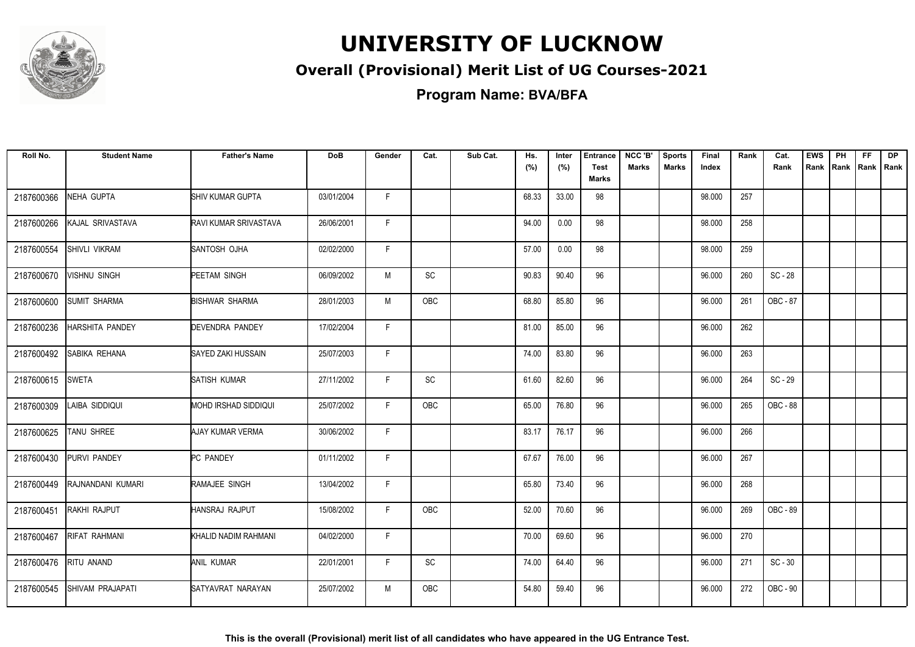# UNIVERSITY OF LUCKNOW

## Overall (Provisional) Merit List of UG Courses-2021

### Program Name: BVA/BFA

| Roll No. | Student Name | Father's Name | DoB | Gender | Cat. | Sub Cat. | Hs. (%) | Inter (%) | Entrance Test Marks | NCC 'B' Marks | Sports Marks | Final Index | Rank | Cat. Rank | EWS Rank | PH Rank | FF Rank | DP Rank |
|---|---|---|---|---|---|---|---|---|---|---|---|---|---|---|---|---|---|---|
| 2187600366 | NEHA GUPTA | SHIV KUMAR GUPTA | 03/01/2004 | F | | | 68.33 | 33.00 | 98 | | | 98.000 | 257 | | | | | |
| 2187600266 | KAJAL SRIVASTAVA | RAVI KUMAR SRIVASTAVA | 26/06/2001 | F | | | 94.00 | 0.00 | 98 | | | 98.000 | 258 | | | | | |
| 2187600554 | SHIVLI VIKRAM | SANTOSH OJHA | 02/02/2000 | F | | | 57.00 | 0.00 | 98 | | | 98.000 | 259 | | | | | |
| 2187600670 | VISHNU SINGH | PEETAM SINGH | 06/09/2002 | M | SC | | 90.83 | 90.40 | 96 | | | 96.000 | 260 | SC - 28 | | | | |
| 2187600600 | SUMIT SHARMA | BISHWAR SHARMA | 28/01/2003 | M | OBC | | 68.80 | 85.80 | 96 | | | 96.000 | 261 | OBC - 87 | | | | |
| 2187600236 | HARSHITA PANDEY | DEVENDRA PANDEY | 17/02/2004 | F | | | 81.00 | 85.00 | 96 | | | 96.000 | 262 | | | | | |
| 2187600492 | SABIKA REHANA | SAYED ZAKI HUSSAIN | 25/07/2003 | F | | | 74.00 | 83.80 | 96 | | | 96.000 | 263 | | | | | |
| 2187600615 | SWETA | SATISH KUMAR | 27/11/2002 | F | SC | | 61.60 | 82.60 | 96 | | | 96.000 | 264 | SC - 29 | | | | |
| 2187600309 | LAIBA SIDDIQUI | MOHD IRSHAD SIDDIQUI | 25/07/2002 | F | OBC | | 65.00 | 76.80 | 96 | | | 96.000 | 265 | OBC - 88 | | | | |
| 2187600625 | TANU SHREE | AJAY KUMAR VERMA | 30/06/2002 | F | | | 83.17 | 76.17 | 96 | | | 96.000 | 266 | | | | | |
| 2187600430 | PURVI PANDEY | PC PANDEY | 01/11/2002 | F | | | 67.67 | 76.00 | 96 | | | 96.000 | 267 | | | | | |
| 2187600449 | RAJNANDANI KUMARI | RAMAJEE SINGH | 13/04/2002 | F | | | 65.80 | 73.40 | 96 | | | 96.000 | 268 | | | | | |
| 2187600451 | RAKHI RAJPUT | HANSRAJ RAJPUT | 15/08/2002 | F | OBC | | 52.00 | 70.60 | 96 | | | 96.000 | 269 | OBC - 89 | | | | |
| 2187600467 | RIFAT RAHMANI | KHALID NADIM RAHMANI | 04/02/2000 | F | | | 70.00 | 69.60 | 96 | | | 96.000 | 270 | | | | | |
| 2187600476 | RITU ANAND | ANIL KUMAR | 22/01/2001 | F | SC | | 74.00 | 64.40 | 96 | | | 96.000 | 271 | SC - 30 | | | | |
| 2187600545 | SHIVAM PRAJAPATI | SATYAVRAT NARAYAN | 25/07/2002 | M | OBC | | 54.80 | 59.40 | 96 | | | 96.000 | 272 | OBC - 90 | | | | |

**This is the overall (Provisional) merit list of all candidates who have appeared in the UG Entrance Test.**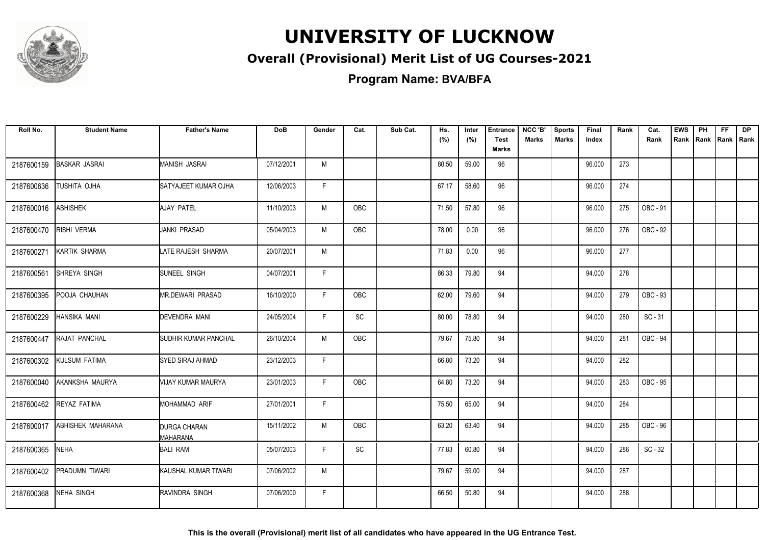# UNIVERSITY OF LUCKNOW

## Overall (Provisional) Merit List of UG Courses-2021

### Program Name: BVA/BFA

| Roll No. | Student Name | Father's Name | DoB | Gender | Cat. | Sub Cat. | Hs. (%) | Inter (%) | Entrance Test Marks | NCC 'B' Marks | Sports Marks | Final Index | Rank | Cat. Rank | EWS Rank | PH Rank | FF Rank | DP Rank |
|---|---|---|---|---|---|---|---|---|---|---|---|---|---|---|---|---|---|---|
| 2187600159 | BASKAR JASRAI | MANISH JASRAI | 07/12/2001 | M | | | 80.50 | 59.00 | 96 | | | 96.000 | 273 | | | | | |
| 2187600636 | TUSHITA OJHA | SATYAJEET KUMAR OJHA | 12/06/2003 | F | | | 67.17 | 58.60 | 96 | | | 96.000 | 274 | | | | | |
| 2187600016 | ABHISHEK | AJAY PATEL | 11/10/2003 | M | OBC | | 71.50 | 57.80 | 96 | | | 96.000 | 275 | OBC - 91 | | | | |
| 2187600470 | RISHI VERMA | JANKI PRASAD | 05/04/2003 | M | OBC | | 78.00 | 0.00 | 96 | | | 96.000 | 276 | OBC - 92 | | | | |
| 2187600271 | KARTIK SHARMA | LATE RAJESH SHARMA | 20/07/2001 | M | | | 71.83 | 0.00 | 96 | | | 96.000 | 277 | | | | | |
| 2187600561 | SHREYA SINGH | SUNEEL SINGH | 04/07/2001 | F | | | 86.33 | 79.80 | 94 | | | 94.000 | 278 | | | | | |
| 2187600395 | POOJA CHAUHAN | MR.DEWARI PRASAD | 16/10/2000 | F | OBC | | 62.00 | 79.60 | 94 | | | 94.000 | 279 | OBC - 93 | | | | |
| 2187600229 | HANSIKA MANI | DEVENDRA MANI | 24/05/2004 | F | SC | | 80.00 | 78.80 | 94 | | | 94.000 | 280 | SC - 31 | | | | |
| 2187600447 | RAJAT PANCHAL | SUDHIR KUMAR PANCHAL | 26/10/2004 | M | OBC | | 79.67 | 75.80 | 94 | | | 94.000 | 281 | OBC - 94 | | | | |
| 2187600302 | KULSUM FATIMA | SYED SIRAJ AHMAD | 23/12/2003 | F | | | 66.80 | 73.20 | 94 | | | 94.000 | 282 | | | | | |
| 2187600040 | AKANKSHA MAURYA | VIJAY KUMAR MAURYA | 23/01/2003 | F | OBC | | 64.80 | 73.20 | 94 | | | 94.000 | 283 | OBC - 95 | | | | |
| 2187600462 | REYAZ FATIMA | MOHAMMAD ARIF | 27/01/2001 | F | | | 75.50 | 65.00 | 94 | | | 94.000 | 284 | | | | | |
| 2187600017 | ABHISHEK MAHARANA | DURGA CHARAN MAHARANA | 15/11/2002 | M | OBC | | 63.20 | 63.40 | 94 | | | 94.000 | 285 | OBC - 96 | | | | |
| 2187600365 | NEHA | BALI RAM | 05/07/2003 | F | SC | | 77.83 | 60.80 | 94 | | | 94.000 | 286 | SC - 32 | | | | |
| 2187600402 | PRADUMN TIWARI | KAUSHAL KUMAR TIWARI | 07/06/2002 | M | | | 79.67 | 59.00 | 94 | | | 94.000 | 287 | | | | | |
| 2187600368 | NEHA SINGH | RAVINDRA SINGH | 07/06/2000 | F | | | 66.50 | 50.80 | 94 | | | 94.000 | 288 | | | | | |

**This is the overall (Provisional) merit list of all candidates who have appeared in the UG Entrance Test.**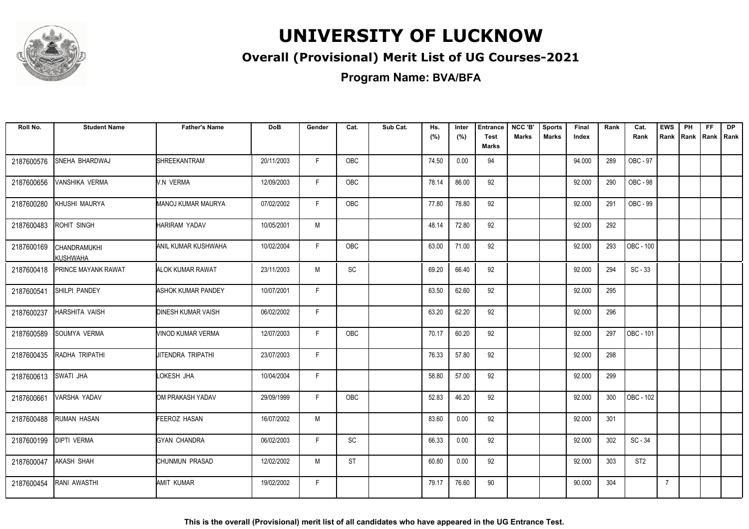# UNIVERSITY OF LUCKNOW

## Overall (Provisional) Merit List of UG Courses-2021

### Program Name: BVA/BFA

| Roll No. | Student Name | Father's Name | DoB | Gender | Cat. | Sub Cat. | Hs. (%) | Inter (%) | Entrance Test Marks | NCC 'B' Marks | Sports Marks | Final Index | Rank | Cat. Rank | EWS Rank | PH Rank | FF Rank | DP Rank |
|---|---|---|---|---|---|---|---|---|---|---|---|---|---|---|---|---|---|---|
| 2187600576 | SNEHA BHARDWAJ | SHREEKANTRAM | 20/11/2003 | F | OBC | | 74.50 | 0.00 | 94 | | | 94.000 | 289 | OBC - 97 | | | | |
| 2187600656 | VANSHIKA VERMA | V.N VERMA | 12/09/2003 | F | OBC | | 78.14 | 86.00 | 92 | | | 92.000 | 290 | OBC - 98 | | | | |
| 2187600280 | KHUSHI MAURYA | MANOJ KUMAR MAURYA | 07/02/2002 | F | OBC | | 77.80 | 78.80 | 92 | | | 92.000 | 291 | OBC - 99 | | | | |
| 2187600483 | ROHIT SINGH | HARIRAM YADAV | 10/05/2001 | M | | | 48.14 | 72.80 | 92 | | | 92.000 | 292 | | | | | |
| 2187600169 | CHANDRAMUKHI KUSHWAHA | ANIL KUMAR KUSHWAHA | 10/02/2004 | F | OBC | | 63.00 | 71.00 | 92 | | | 92.000 | 293 | OBC - 100 | | | | |
| 2187600418 | PRINCE MAYANK RAWAT | ALOK KUMAR RAWAT | 23/11/2003 | M | SC | | 69.20 | 66.40 | 92 | | | 92.000 | 294 | SC - 33 | | | | |
| 2187600541 | SHILPI PANDEY | ASHOK KUMAR PANDEY | 10/07/2001 | F | | | 63.50 | 62.60 | 92 | | | 92.000 | 295 | | | | | |
| 2187600237 | HARSHITA VAISH | DINESH KUMAR VAISH | 06/02/2002 | F | | | 63.20 | 62.20 | 92 | | | 92.000 | 296 | | | | | |
| 2187600589 | SOUMYA VERMA | VINOD KUMAR VERMA | 12/07/2003 | F | OBC | | 70.17 | 60.20 | 92 | | | 92.000 | 297 | OBC - 101 | | | | |
| 2187600435 | RADHA TRIPATHI | JITENDRA TRIPATHI | 23/07/2003 | F | | | 76.33 | 57.80 | 92 | | | 92.000 | 298 | | | | | |
| 2187600613 | SWATI JHA | LOKESH JHA | 10/04/2004 | F | | | 58.80 | 57.00 | 92 | | | 92.000 | 299 | | | | | |
| 2187600661 | VARSHA YADAV | OM PRAKASH YADAV | 29/09/1999 | F | OBC | | 52.83 | 46.20 | 92 | | | 92.000 | 300 | OBC - 102 | | | | |
| 2187600488 | RUMAN HASAN | FEEROZ HASAN | 16/07/2002 | M | | | 83.60 | 0.00 | 92 | | | 92.000 | 301 | | | | | |
| 2187600199 | DIPTI VERMA | GYAN CHANDRA | 06/02/2003 | F | SC | | 66.33 | 0.00 | 92 | | | 92.000 | 302 | SC - 34 | | | | |
| 2187600047 | AKASH SHAH | CHUNMUN PRASAD | 12/02/2002 | M | ST | | 60.80 | 0.00 | 92 | | | 92.000 | 303 | ST2 | | | | |
| 2187600454 | RANI AWASTHI | AMIT KUMAR | 19/02/2002 | F | | | 79.17 | 76.60 | 90 | | | 90.000 | 304 | | 7 | | | |

This is the overall (Provisional) merit list of all candidates who have appeared in the UG Entrance Test.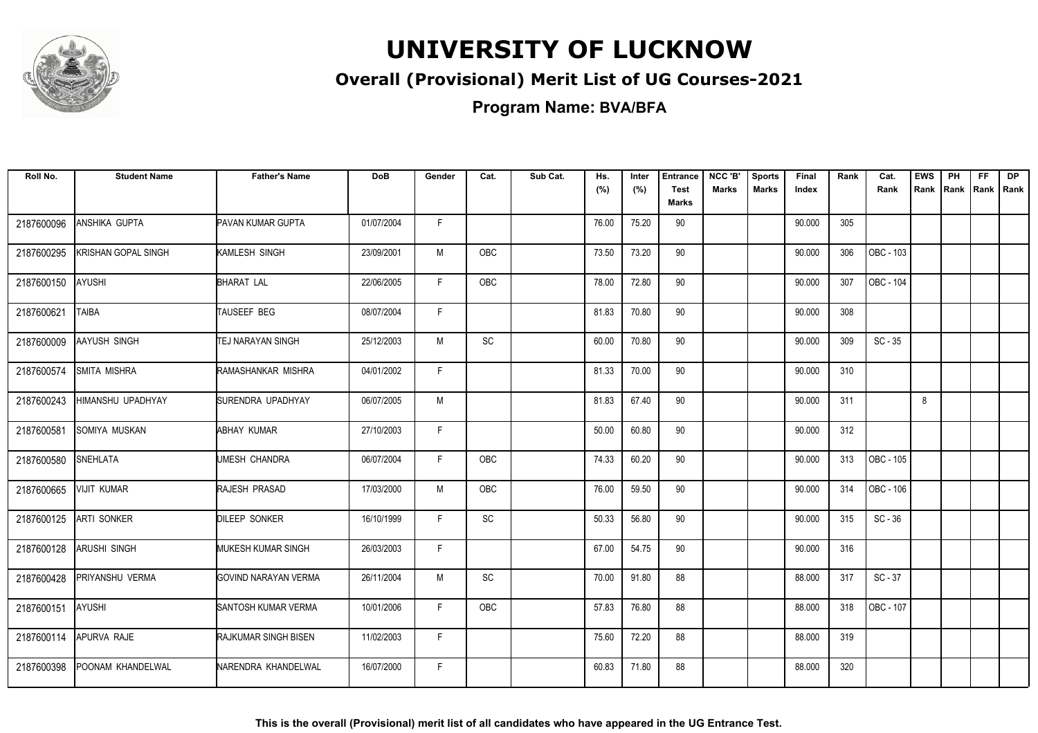# UNIVERSITY OF LUCKNOW

## Overall (Provisional) Merit List of UG Courses-2021

### Program Name: BVA/BFA

| Roll No. | Student Name | Father's Name | DoB | Gender | Cat. | Sub Cat. | Hs. (%) | Inter (%) | Entrance Test Marks | NCC 'B' Marks | Sports Marks | Final Index | Rank | Cat. Rank | EWS Rank | PH Rank | FF Rank | DP Rank |
|---|---|---|---|---|---|---|---|---|---|---|---|---|---|---|---|---|---|---|
| 2187600096 | ANSHIKA GUPTA | PAVAN KUMAR GUPTA | 01/07/2004 | F | | | 76.00 | 75.20 | 90 | | | 90.000 | 305 | | | | | |
| 2187600295 | KRISHAN GOPAL SINGH | KAMLESH SINGH | 23/09/2001 | M | OBC | | 73.50 | 73.20 | 90 | | | 90.000 | 306 | OBC - 103 | | | | |
| 2187600150 | AYUSHI | BHARAT LAL | 22/06/2005 | F | OBC | | 78.00 | 72.80 | 90 | | | 90.000 | 307 | OBC - 104 | | | | |
| 2187600621 | TAIBA | TAUSEEF BEG | 08/07/2004 | F | | | 81.83 | 70.80 | 90 | | | 90.000 | 308 | | | | | |
| 2187600009 | AAYUSH SINGH | TEJ NARAYAN SINGH | 25/12/2003 | M | SC | | 60.00 | 70.80 | 90 | | | 90.000 | 309 | SC - 35 | | | | |
| 2187600574 | SMITA MISHRA | RAMASHANKAR MISHRA | 04/01/2002 | F | | | 81.33 | 70.00 | 90 | | | 90.000 | 310 | | | | | |
| 2187600243 | HIMANSHU UPADHYAY | SURENDRA UPADHYAY | 06/07/2005 | M | | | 81.83 | 67.40 | 90 | | | 90.000 | 311 | | 8 | | | |
| 2187600581 | SOMIYA MUSKAN | ABHAY KUMAR | 27/10/2003 | F | | | 50.00 | 60.80 | 90 | | | 90.000 | 312 | | | | | |
| 2187600580 | SNEHLATA | UMESH CHANDRA | 06/07/2004 | F | OBC | | 74.33 | 60.20 | 90 | | | 90.000 | 313 | OBC - 105 | | | | |
| 2187600665 | VIJIT KUMAR | RAJESH PRASAD | 17/03/2000 | M | OBC | | 76.00 | 59.50 | 90 | | | 90.000 | 314 | OBC - 106 | | | | |
| 2187600125 | ARTI SONKER | DILEEP SONKER | 16/10/1999 | F | SC | | 50.33 | 56.80 | 90 | | | 90.000 | 315 | SC - 36 | | | | |
| 2187600128 | ARUSHI SINGH | MUKESH KUMAR SINGH | 26/03/2003 | F | | | 67.00 | 54.75 | 90 | | | 90.000 | 316 | | | | | |
| 2187600428 | PRIYANSHU VERMA | GOVIND NARAYAN VERMA | 26/11/2004 | M | SC | | 70.00 | 91.80 | 88 | | | 88.000 | 317 | SC - 37 | | | | |
| 2187600151 | AYUSHI | SANTOSH KUMAR VERMA | 10/01/2006 | F | OBC | | 57.83 | 76.80 | 88 | | | 88.000 | 318 | OBC - 107 | | | | |
| 2187600114 | APURVA RAJE | RAJKUMAR SINGH BISEN | 11/02/2003 | F | | | 75.60 | 72.20 | 88 | | | 88.000 | 319 | | | | | |
| 2187600398 | POONAM KHANDELWAL | NARENDRA KHANDELWAL | 16/07/2000 | F | | | 60.83 | 71.80 | 88 | | | 88.000 | 320 | | | | | |

**This is the overall (Provisional) merit list of all candidates who have appeared in the UG Entrance Test.**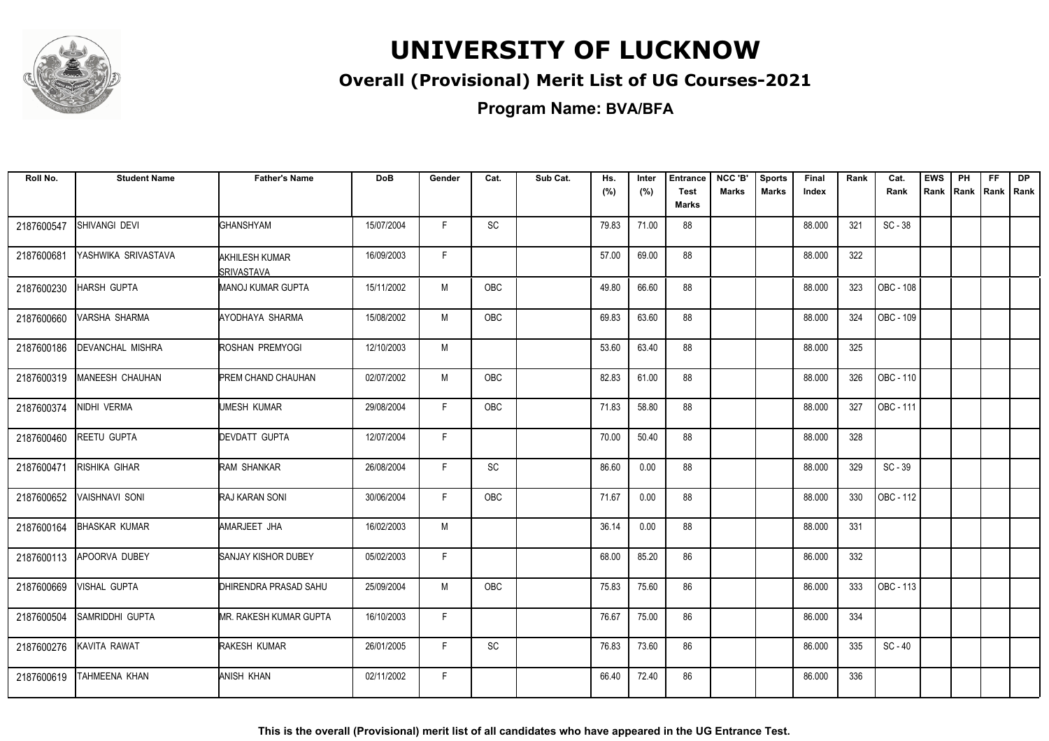# UNIVERSITY OF LUCKNOW

## Overall (Provisional) Merit List of UG Courses-2021

**Program Name: BVA/BFA**

| Roll No. | Student Name | Father's Name | DoB | Gender | Cat. | Sub Cat. | Hs. (%) | Inter (%) | Entrance Test Marks | NCC 'B' Marks | Sports Marks | Final Index | Rank | Cat. Rank | EWS Rank | PH Rank | FF Rank | DP Rank |
|---|---|---|---|---|---|---|---|---|---|---|---|---|---|---|---|---|---|---|
| 2187600547 | SHIVANGI DEVI | GHANSHYAM | 15/07/2004 | F | SC | | 79.83 | 71.00 | 88 | | | 88.000 | 321 | SC - 38 | | | | |
| 2187600681 | YASHWIKA SRIVASTAVA | AKHILESH KUMAR SRIVASTAVA | 16/09/2003 | F | | | 57.00 | 69.00 | 88 | | | 88.000 | 322 | | | | | |
| 2187600230 | HARSH GUPTA | MANOJ KUMAR GUPTA | 15/11/2002 | M | OBC | | 49.80 | 66.60 | 88 | | | 88.000 | 323 | OBC - 108 | | | | |
| 2187600660 | VARSHA SHARMA | AYODHAYA SHARMA | 15/08/2002 | M | OBC | | 69.83 | 63.60 | 88 | | | 88.000 | 324 | OBC - 109 | | | | |
| 2187600186 | DEVANCHAL MISHRA | ROSHAN PREMYOGI | 12/10/2003 | M | | | 53.60 | 63.40 | 88 | | | 88.000 | 325 | | | | | |
| 2187600319 | MANEESH CHAUHAN | PREM CHAND CHAUHAN | 02/07/2002 | M | OBC | | 82.83 | 61.00 | 88 | | | 88.000 | 326 | OBC - 110 | | | | |
| 2187600374 | NIDHI VERMA | UMESH KUMAR | 29/08/2004 | F | OBC | | 71.83 | 58.80 | 88 | | | 88.000 | 327 | OBC - 111 | | | | |
| 2187600460 | REETU GUPTA | DEVDATT GUPTA | 12/07/2004 | F | | | 70.00 | 50.40 | 88 | | | 88.000 | 328 | | | | | |
| 2187600471 | RISHIKA GIHAR | RAM SHANKAR | 26/08/2004 | F | SC | | 86.60 | 0.00 | 88 | | | 88.000 | 329 | SC - 39 | | | | |
| 2187600652 | VAISHNAVI SONI | RAJ KARAN SONI | 30/06/2004 | F | OBC | | 71.67 | 0.00 | 88 | | | 88.000 | 330 | OBC - 112 | | | | |
| 2187600164 | BHASKAR KUMAR | AMARJEET JHA | 16/02/2003 | M | | | 36.14 | 0.00 | 88 | | | 88.000 | 331 | | | | | |
| 2187600113 | APOORVA DUBEY | SANJAY KISHOR DUBEY | 05/02/2003 | F | | | 68.00 | 85.20 | 86 | | | 86.000 | 332 | | | | | |
| 2187600669 | VISHAL GUPTA | DHIRENDRA PRASAD SAHU | 25/09/2004 | M | OBC | | 75.83 | 75.60 | 86 | | | 86.000 | 333 | OBC - 113 | | | | |
| 2187600504 | SAMRIDDHI GUPTA | MR. RAKESH KUMAR GUPTA | 16/10/2003 | F | | | 76.67 | 75.00 | 86 | | | 86.000 | 334 | | | | | |
| 2187600276 | KAVITA RAWAT | RAKESH KUMAR | 26/01/2005 | F | SC | | 76.83 | 73.60 | 86 | | | 86.000 | 335 | SC - 40 | | | | |
| 2187600619 | TAHMEENA KHAN | ANISH KHAN | 02/11/2002 | F | | | 66.40 | 72.40 | 86 | | | 86.000 | 336 | | | | | |

**This is the overall (Provisional) merit list of all candidates who have appeared in the UG Entrance Test.**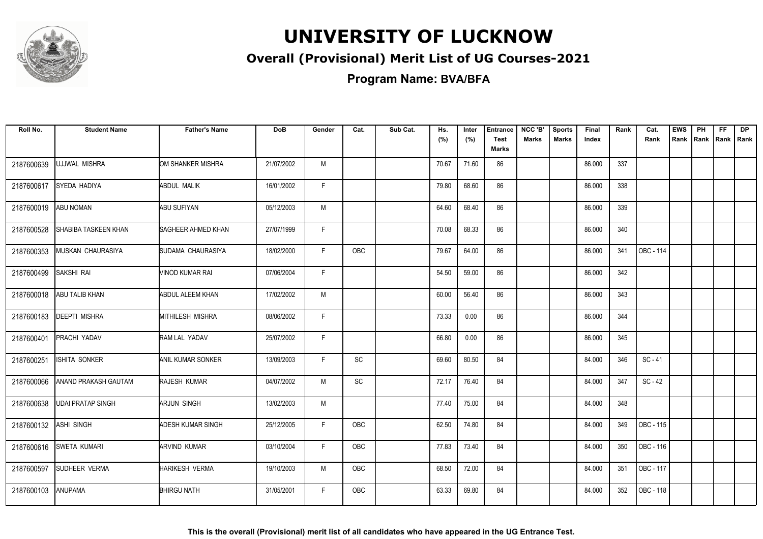# UNIVERSITY OF LUCKNOW

## Overall (Provisional) Merit List of UG Courses-2021

### Program Name: BVA/BFA

| Roll No. | Student Name | Father's Name | DoB | Gender | Cat. | Sub Cat. | Hs. (%) | Inter (%) | Entrance Test Marks | NCC 'B' Marks | Sports Marks | Final Index | Rank | Cat. Rank | EWS Rank | PH Rank | FF Rank | DP Rank |
|---|---|---|---|---|---|---|---|---|---|---|---|---|---|---|---|---|---|---|
| 2187600639 | UJJWAL MISHRA | OM SHANKER MISHRA | 21/07/2002 | M | | | 70.67 | 71.60 | 86 | | | 86.000 | 337 | | | | | |
| 2187600617 | SYEDA HADIYA | ABDUL MALIK | 16/01/2002 | F | | | 79.80 | 68.60 | 86 | | | 86.000 | 338 | | | | | |
| 2187600019 | ABU NOMAN | ABU SUFIYAN | 05/12/2003 | M | | | 64.60 | 68.40 | 86 | | | 86.000 | 339 | | | | | |
| 2187600528 | SHABIBA TASKEEN KHAN | SAGHEER AHMED KHAN | 27/07/1999 | F | | | 70.08 | 68.33 | 86 | | | 86.000 | 340 | | | | | |
| 2187600353 | MUSKAN CHAURASIYA | SUDAMA CHAURASIYA | 18/02/2000 | F | OBC | | 79.67 | 64.00 | 86 | | | 86.000 | 341 | OBC - 114 | | | | |
| 2187600499 | SAKSHI RAI | VINOD KUMAR RAI | 07/06/2004 | F | | | 54.50 | 59.00 | 86 | | | 86.000 | 342 | | | | | |
| 2187600018 | ABU TALIB KHAN | ABDUL ALEEM KHAN | 17/02/2002 | M | | | 60.00 | 56.40 | 86 | | | 86.000 | 343 | | | | | |
| 2187600183 | DEEPTI MISHRA | MITHILESH MISHRA | 08/06/2002 | F | | | 73.33 | 0.00 | 86 | | | 86.000 | 344 | | | | | |
| 2187600401 | PRACHI YADAV | RAM LAL YADAV | 25/07/2002 | F | | | 66.80 | 0.00 | 86 | | | 86.000 | 345 | | | | | |
| 2187600251 | ISHITA SONKER | ANIL KUMAR SONKER | 13/09/2003 | F | SC | | 69.60 | 80.50 | 84 | | | 84.000 | 346 | SC - 41 | | | | |
| 2187600066 | ANAND PRAKASH GAUTAM | RAJESH KUMAR | 04/07/2002 | M | SC | | 72.17 | 76.40 | 84 | | | 84.000 | 347 | SC - 42 | | | | |
| 2187600638 | UDAI PRATAP SINGH | ARJUN SINGH | 13/02/2003 | M | | | 77.40 | 75.00 | 84 | | | 84.000 | 348 | | | | | |
| 2187600132 | ASHI SINGH | ADESH KUMAR SINGH | 25/12/2005 | F | OBC | | 62.50 | 74.80 | 84 | | | 84.000 | 349 | OBC - 115 | | | | |
| 2187600616 | SWETA KUMARI | ARVIND KUMAR | 03/10/2004 | F | OBC | | 77.83 | 73.40 | 84 | | | 84.000 | 350 | OBC - 116 | | | | |
| 2187600597 | SUDHEER VERMA | HARIKESH VERMA | 19/10/2003 | M | OBC | | 68.50 | 72.00 | 84 | | | 84.000 | 351 | OBC - 117 | | | | |
| 2187600103 | ANUPAMA | BHIRGU NATH | 31/05/2001 | F | OBC | | 63.33 | 69.80 | 84 | | | 84.000 | 352 | OBC - 118 | | | | |

**This is the overall (Provisional) merit list of all candidates who have appeared in the UG Entrance Test.**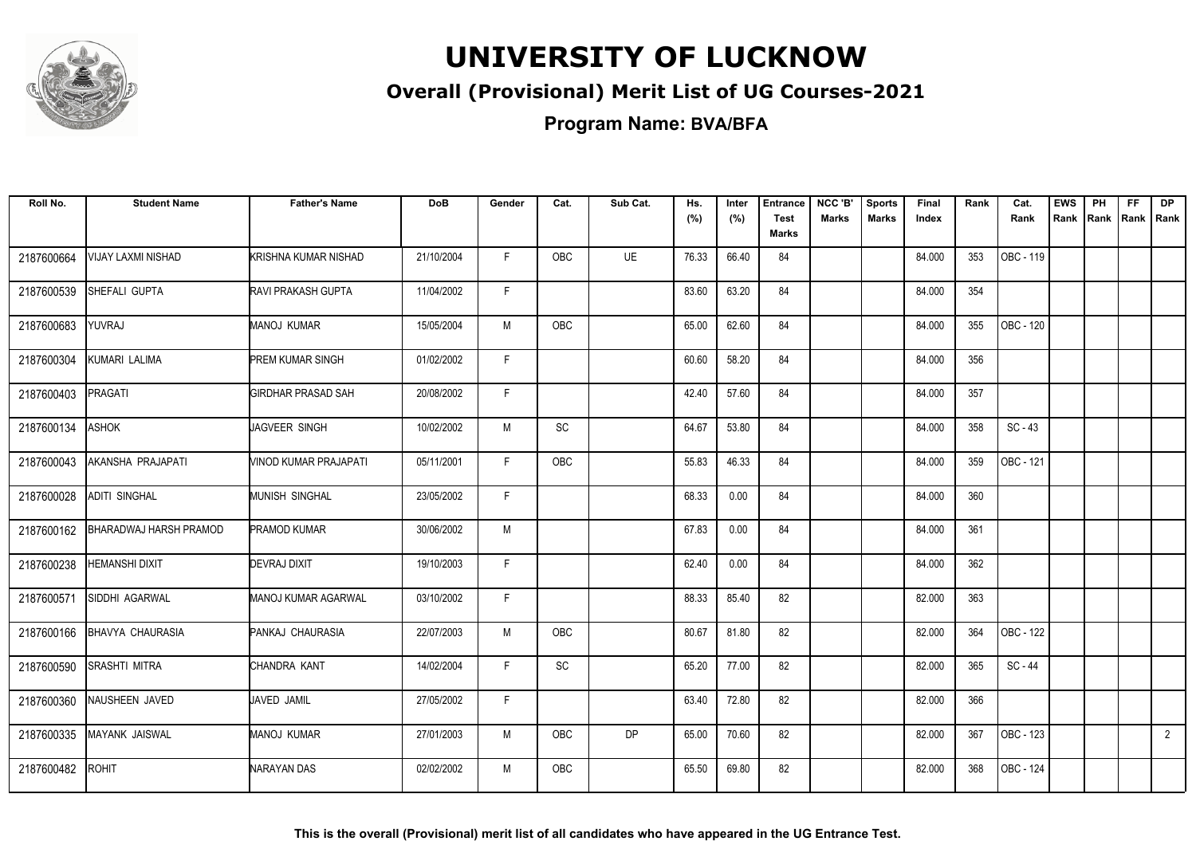# UNIVERSITY OF LUCKNOW

## Overall (Provisional) Merit List of UG Courses-2021

### Program Name: BVA/BFA

| Roll No. | Student Name | Father's Name | DoB | Gender | Cat. | Sub Cat. | Hs. (%) | Inter (%) | Entrance Test Marks | NCC 'B' Marks | Sports Marks | Final Index | Rank | Cat. Rank | EWS Rank | PH Rank | FF Rank | DP Rank |
|---|---|---|---|---|---|---|---|---|---|---|---|---|---|---|---|---|---|---|
| 2187600664 | VIJAY LAXMI NISHAD | KRISHNA KUMAR NISHAD | 21/10/2004 | F | OBC | UE | 76.33 | 66.40 | 84 | | | 84.000 | 353 | OBC - 119 | | | | |
| 2187600539 | SHEFALI GUPTA | RAVI PRAKASH GUPTA | 11/04/2002 | F | | | 83.60 | 63.20 | 84 | | | 84.000 | 354 | | | | | |
| 2187600683 | YUVRAJ | MANOJ KUMAR | 15/05/2004 | M | OBC | | 65.00 | 62.60 | 84 | | | 84.000 | 355 | OBC - 120 | | | | |
| 2187600304 | KUMARI LALIMA | PREM KUMAR SINGH | 01/02/2002 | F | | | 60.60 | 58.20 | 84 | | | 84.000 | 356 | | | | | |
| 2187600403 | PRAGATI | GIRDHAR PRASAD SAH | 20/08/2002 | F | | | 42.40 | 57.60 | 84 | | | 84.000 | 357 | | | | | |
| 2187600134 | ASHOK | JAGVEER SINGH | 10/02/2002 | M | SC | | 64.67 | 53.80 | 84 | | | 84.000 | 358 | SC - 43 | | | | |
| 2187600043 | AKANSHA PRAJAPATI | VINOD KUMAR PRAJAPATI | 05/11/2001 | F | OBC | | 55.83 | 46.33 | 84 | | | 84.000 | 359 | OBC - 121 | | | | |
| 2187600028 | ADITI SINGHAL | MUNISH SINGHAL | 23/05/2002 | F | | | 68.33 | 0.00 | 84 | | | 84.000 | 360 | | | | | |
| 2187600162 | BHARADWAJ HARSH PRAMOD | PRAMOD KUMAR | 30/06/2002 | M | | | 67.83 | 0.00 | 84 | | | 84.000 | 361 | | | | | |
| 2187600238 | HEMANSHI DIXIT | DEVRAJ DIXIT | 19/10/2003 | F | | | 62.40 | 0.00 | 84 | | | 84.000 | 362 | | | | | |
| 2187600571 | SIDDHI AGARWAL | MANOJ KUMAR AGARWAL | 03/10/2002 | F | | | 88.33 | 85.40 | 82 | | | 82.000 | 363 | | | | | |
| 2187600166 | BHAVYA CHAURASIA | PANKAJ CHAURASIA | 22/07/2003 | M | OBC | | 80.67 | 81.80 | 82 | | | 82.000 | 364 | OBC - 122 | | | | |
| 2187600590 | SRASHTI MITRA | CHANDRA KANT | 14/02/2004 | F | SC | | 65.20 | 77.00 | 82 | | | 82.000 | 365 | SC - 44 | | | | |
| 2187600360 | NAUSHEEN JAVED | JAVED JAMIL | 27/05/2002 | F | | | 63.40 | 72.80 | 82 | | | 82.000 | 366 | | | | | |
| 2187600335 | MAYANK JAISWAL | MANOJ KUMAR | 27/01/2003 | M | OBC | DP | 65.00 | 70.60 | 82 | | | 82.000 | 367 | OBC - 123 | | | | 2 |
| 2187600482 | ROHIT | NARAYAN DAS | 02/02/2002 | M | OBC | | 65.50 | 69.80 | 82 | | | 82.000 | 368 | OBC - 124 | | | | |

**This is the overall (Provisional) merit list of all candidates who have appeared in the UG Entrance Test.**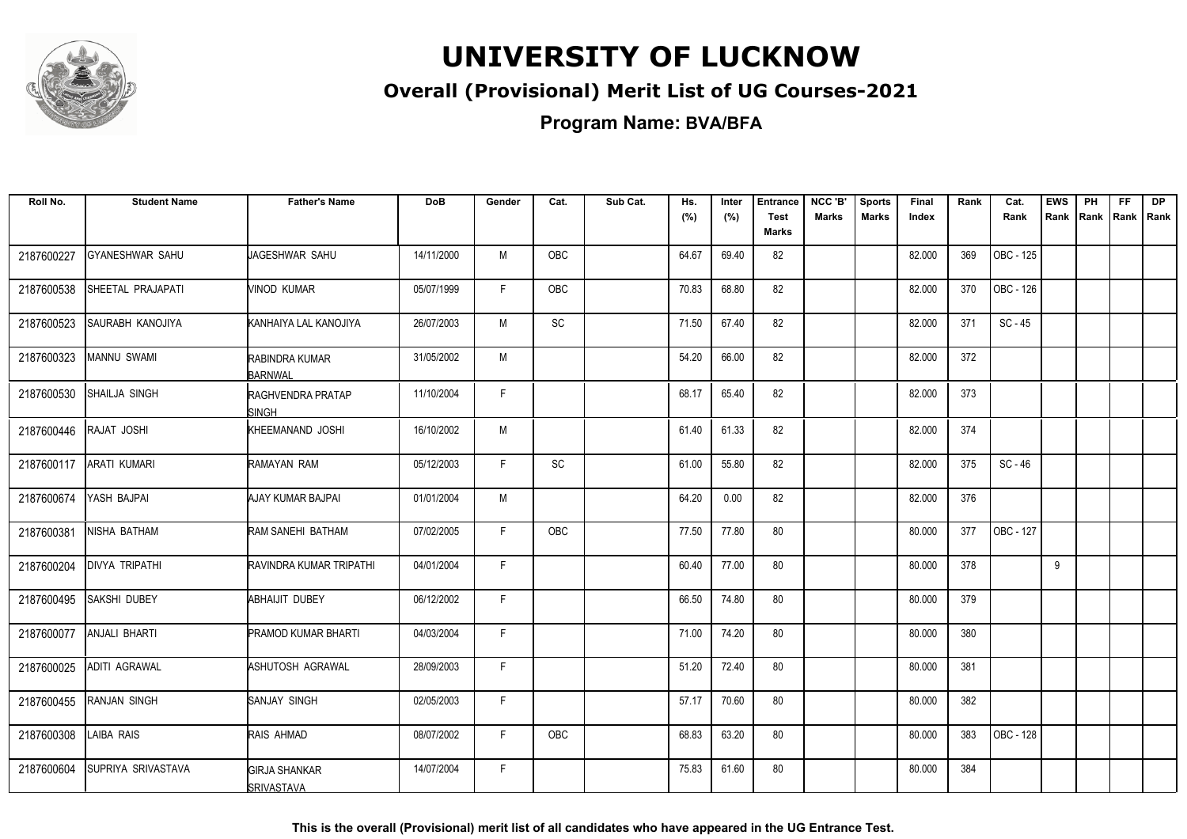# UNIVERSITY OF LUCKNOW

## Overall (Provisional) Merit List of UG Courses-2021

### Program Name: BVA/BFA

| Roll No. | Student Name | Father's Name | DoB | Gender | Cat. | Sub Cat. | Hs. (%) | Inter (%) | Entrance Test Marks | NCC 'B' Marks | Sports Marks | Final Index | Rank | Cat. Rank | EWS Rank | PH Rank | FF Rank | DP Rank |
|---|---|---|---|---|---|---|---|---|---|---|---|---|---|---|---|---|---|---|
| 2187600227 | GYANESHWAR SAHU | JAGESHWAR SAHU | 14/11/2000 | M | OBC | | 64.67 | 69.40 | 82 | | | 82.000 | 369 | OBC - 125 | | | | |
| 2187600538 | SHEETAL PRAJAPATI | VINOD KUMAR | 05/07/1999 | F | OBC | | 70.83 | 68.80 | 82 | | | 82.000 | 370 | OBC - 126 | | | | |
| 2187600523 | SAURABH KANOJIYA | KANHAIYA LAL KANOJIYA | 26/07/2003 | M | SC | | 71.50 | 67.40 | 82 | | | 82.000 | 371 | SC - 45 | | | | |
| 2187600323 | MANNU SWAMI | RABINDRA KUMAR BARNWAL | 31/05/2002 | M | | | 54.20 | 66.00 | 82 | | | 82.000 | 372 | | | | | |
| 2187600530 | SHAILJA SINGH | RAGHVENDRA PRATAP SINGH | 11/10/2004 | F | | | 68.17 | 65.40 | 82 | | | 82.000 | 373 | | | | | |
| 2187600446 | RAJAT JOSHI | KHEEMANAND JOSHI | 16/10/2002 | M | | | 61.40 | 61.33 | 82 | | | 82.000 | 374 | | | | | |
| 2187600117 | ARATI KUMARI | RAMAYAN RAM | 05/12/2003 | F | SC | | 61.00 | 55.80 | 82 | | | 82.000 | 375 | SC - 46 | | | | |
| 2187600674 | YASH BAJPAI | AJAY KUMAR BAJPAI | 01/01/2004 | M | | | 64.20 | 0.00 | 82 | | | 82.000 | 376 | | | | | |
| 2187600381 | NISHA BATHAM | RAM SANEHI BATHAM | 07/02/2005 | F | OBC | | 77.50 | 77.80 | 80 | | | 80.000 | 377 | OBC - 127 | | | | |
| 2187600204 | DIVYA TRIPATHI | RAVINDRA KUMAR TRIPATHI | 04/01/2004 | F | | | 60.40 | 77.00 | 80 | | | 80.000 | 378 | | 9 | | | |
| 2187600495 | SAKSHI DUBEY | ABHAIJIT DUBEY | 06/12/2002 | F | | | 66.50 | 74.80 | 80 | | | 80.000 | 379 | | | | | |
| 2187600077 | ANJALI BHARTI | PRAMOD KUMAR BHARTI | 04/03/2004 | F | | | 71.00 | 74.20 | 80 | | | 80.000 | 380 | | | | | |
| 2187600025 | ADITI AGRAWAL | ASHUTOSH AGRAWAL | 28/09/2003 | F | | | 51.20 | 72.40 | 80 | | | 80.000 | 381 | | | | | |
| 2187600455 | RANJAN SINGH | SANJAY SINGH | 02/05/2003 | F | | | 57.17 | 70.60 | 80 | | | 80.000 | 382 | | | | | |
| 2187600308 | LAIBA RAIS | RAIS AHMAD | 08/07/2002 | F | OBC | | 68.83 | 63.20 | 80 | | | 80.000 | 383 | OBC - 128 | | | | |
| 2187600604 | SUPRIYA SRIVASTAVA | GIRJA SHANKAR SRIVASTAVA | 14/07/2004 | F | | | 75.83 | 61.60 | 80 | | | 80.000 | 384 | | | | | |

This is the overall (Provisional) merit list of all candidates who have appeared in the UG Entrance Test.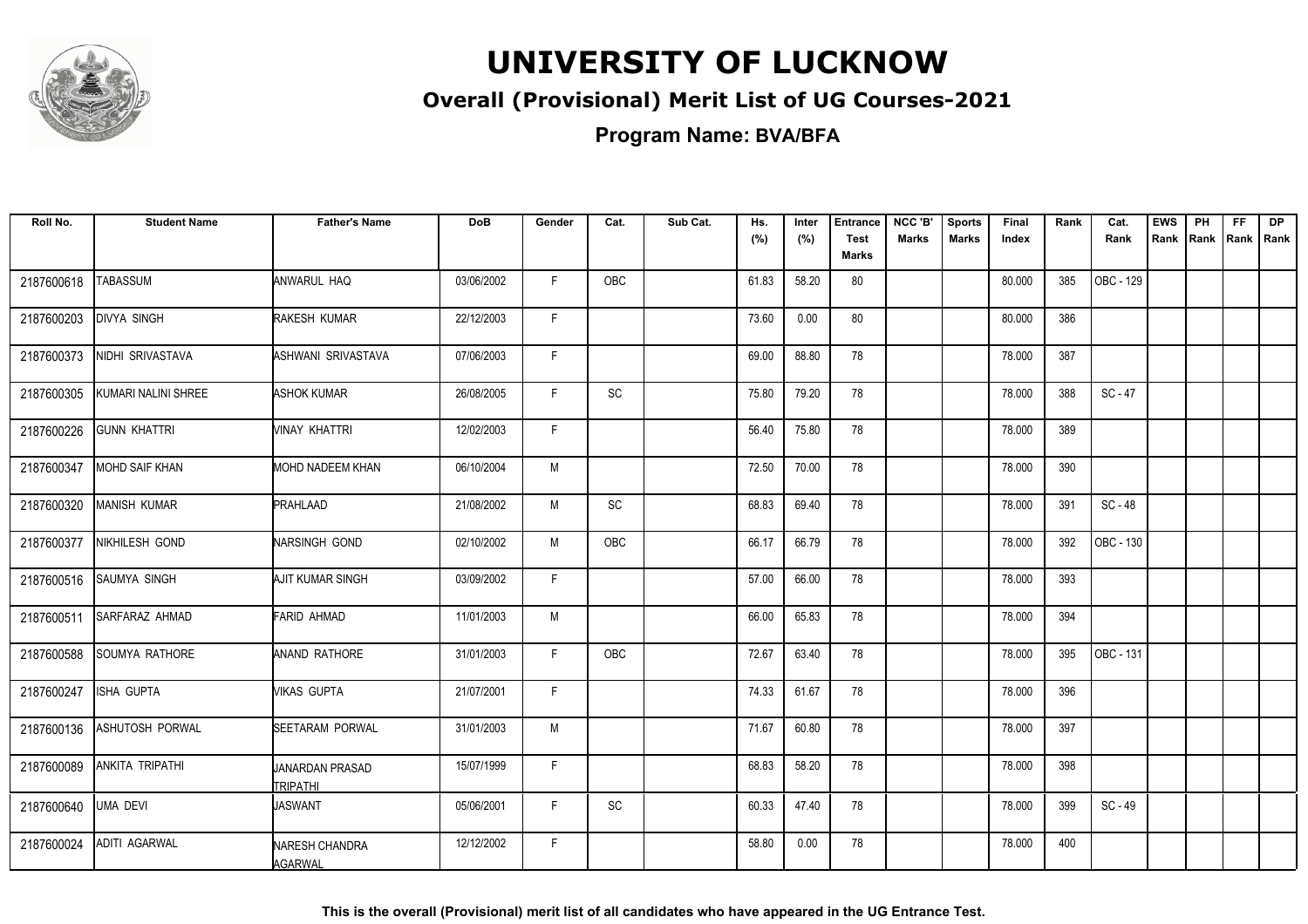# UNIVERSITY OF LUCKNOW

## Overall (Provisional) Merit List of UG Courses-2021

### Program Name: BVA/BFA

| Roll No. | Student Name | Father's Name | DoB | Gender | Cat. | Sub Cat. | Hs. (%) | Inter (%) | Entrance Test Marks | NCC 'B' Marks | Sports Marks | Final Index | Rank | Cat. Rank | EWS Rank | PH Rank | FF Rank | DP Rank |
|---|---|---|---|---|---|---|---|---|---|---|---|---|---|---|---|---|---|---|
| 2187600618 | TABASSUM | ANWARUL HAQ | 03/06/2002 | F | OBC | | 61.83 | 58.20 | 80 | | | 80.000 | 385 | OBC - 129 | | | | |
| 2187600203 | DIVYA SINGH | RAKESH KUMAR | 22/12/2003 | F | | | 73.60 | 0.00 | 80 | | | 80.000 | 386 | | | | | |
| 2187600373 | NIDHI SRIVASTAVA | ASHWANI SRIVASTAVA | 07/06/2003 | F | | | 69.00 | 88.80 | 78 | | | 78.000 | 387 | | | | | |
| 2187600305 | KUMARI NALINI SHREE | ASHOK KUMAR | 26/08/2005 | F | SC | | 75.80 | 79.20 | 78 | | | 78.000 | 388 | SC - 47 | | | | |
| 2187600226 | GUNN KHATTRI | VINAY KHATTRI | 12/02/2003 | F | | | 56.40 | 75.80 | 78 | | | 78.000 | 389 | | | | | |
| 2187600347 | MOHD SAIF KHAN | MOHD NADEEM KHAN | 06/10/2004 | M | | | 72.50 | 70.00 | 78 | | | 78.000 | 390 | | | | | |
| 2187600320 | MANISH KUMAR | PRAHLAAD | 21/08/2002 | M | SC | | 68.83 | 69.40 | 78 | | | 78.000 | 391 | SC - 48 | | | | |
| 2187600377 | NIKHILESH GOND | NARSINGH GOND | 02/10/2002 | M | OBC | | 66.17 | 66.79 | 78 | | | 78.000 | 392 | OBC - 130 | | | | |
| 2187600516 | SAUMYA SINGH | AJIT KUMAR SINGH | 03/09/2002 | F | | | 57.00 | 66.00 | 78 | | | 78.000 | 393 | | | | | |
| 2187600511 | SARFARAZ AHMAD | FARID AHMAD | 11/01/2003 | M | | | 66.00 | 65.83 | 78 | | | 78.000 | 394 | | | | | |
| 2187600588 | SOUMYA RATHORE | ANAND RATHORE | 31/01/2003 | F | OBC | | 72.67 | 63.40 | 78 | | | 78.000 | 395 | OBC - 131 | | | | |
| 2187600247 | ISHA GUPTA | VIKAS GUPTA | 21/07/2001 | F | | | 74.33 | 61.67 | 78 | | | 78.000 | 396 | | | | | |
| 2187600136 | ASHUTOSH PORWAL | SEETARAM PORWAL | 31/01/2003 | M | | | 71.67 | 60.80 | 78 | | | 78.000 | 397 | | | | | |
| 2187600089 | ANKITA TRIPATHI | JANARDAN PRASAD TRIPATHI | 15/07/1999 | F | | | 68.83 | 58.20 | 78 | | | 78.000 | 398 | | | | | |
| 2187600640 | UMA DEVI | JASWANT | 05/06/2001 | F | SC | | 60.33 | 47.40 | 78 | | | 78.000 | 399 | SC - 49 | | | | |
| 2187600024 | ADITI AGARWAL | NARESH CHANDRA AGARWAL | 12/12/2002 | F | | | 58.80 | 0.00 | 78 | | | 78.000 | 400 | | | | | |

**This is the overall (Provisional) merit list of all candidates who have appeared in the UG Entrance Test.**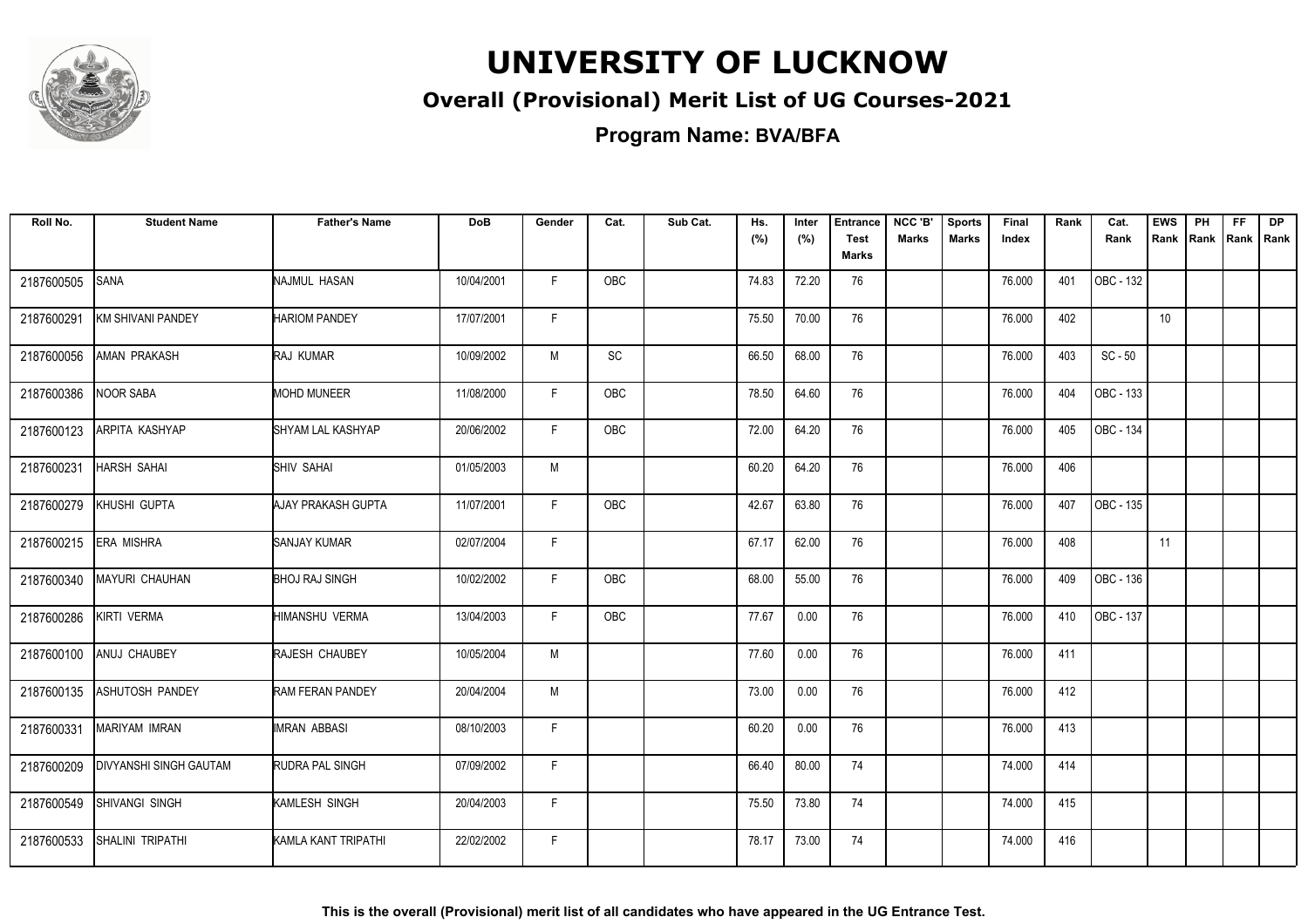# UNIVERSITY OF LUCKNOW

## Overall (Provisional) Merit List of UG Courses-2021

### Program Name: BVA/BFA

| Roll No. | Student Name | Father's Name | DoB | Gender | Cat. | Sub Cat. | Hs. (%) | Inter (%) | Entrance Test Marks | NCC 'B' Marks | Sports Marks | Final Index | Rank | Cat. Rank | EWS Rank | PH Rank | FF Rank | DP Rank |
|---|---|---|---|---|---|---|---|---|---|---|---|---|---|---|---|---|---|---|
| 2187600505 | SANA | NAJMUL HASAN | 10/04/2001 | F | OBC | | 74.83 | 72.20 | 76 | | | 76.000 | 401 | OBC - 132 | | | | |
| 2187600291 | KM SHIVANI PANDEY | HARIOM PANDEY | 17/07/2001 | F | | | 75.50 | 70.00 | 76 | | | 76.000 | 402 | | 10 | | | |
| 2187600056 | AMAN PRAKASH | RAJ KUMAR | 10/09/2002 | M | SC | | 66.50 | 68.00 | 76 | | | 76.000 | 403 | SC - 50 | | | | |
| 2187600386 | NOOR SABA | MOHD MUNEER | 11/08/2000 | F | OBC | | 78.50 | 64.60 | 76 | | | 76.000 | 404 | OBC - 133 | | | | |
| 2187600123 | ARPITA KASHYAP | SHYAM LAL KASHYAP | 20/06/2002 | F | OBC | | 72.00 | 64.20 | 76 | | | 76.000 | 405 | OBC - 134 | | | | |
| 2187600231 | HARSH SAHAI | SHIV SAHAI | 01/05/2003 | M | | | 60.20 | 64.20 | 76 | | | 76.000 | 406 | | | | | |
| 2187600279 | KHUSHI GUPTA | AJAY PRAKASH GUPTA | 11/07/2001 | F | OBC | | 42.67 | 63.80 | 76 | | | 76.000 | 407 | OBC - 135 | | | | |
| 2187600215 | ERA MISHRA | SANJAY KUMAR | 02/07/2004 | F | | | 67.17 | 62.00 | 76 | | | 76.000 | 408 | | 11 | | | |
| 2187600340 | MAYURI CHAUHAN | BHOJ RAJ SINGH | 10/02/2002 | F | OBC | | 68.00 | 55.00 | 76 | | | 76.000 | 409 | OBC - 136 | | | | |
| 2187600286 | KIRTI VERMA | HIMANSHU VERMA | 13/04/2003 | F | OBC | | 77.67 | 0.00 | 76 | | | 76.000 | 410 | OBC - 137 | | | | |
| 2187600100 | ANUJ CHAUBEY | RAJESH CHAUBEY | 10/05/2004 | M | | | 77.60 | 0.00 | 76 | | | 76.000 | 411 | | | | | |
| 2187600135 | ASHUTOSH PANDEY | RAM FERAN PANDEY | 20/04/2004 | M | | | 73.00 | 0.00 | 76 | | | 76.000 | 412 | | | | | |
| 2187600331 | MARIYAM IMRAN | IMRAN ABBASI | 08/10/2003 | F | | | 60.20 | 0.00 | 76 | | | 76.000 | 413 | | | | | |
| 2187600209 | DIVYANSHI SINGH GAUTAM | RUDRA PAL SINGH | 07/09/2002 | F | | | 66.40 | 80.00 | 74 | | | 74.000 | 414 | | | | | |
| 2187600549 | SHIVANGI SINGH | KAMLESH SINGH | 20/04/2003 | F | | | 75.50 | 73.80 | 74 | | | 74.000 | 415 | | | | | |
| 2187600533 | SHALINI TRIPATHI | KAMLA KANT TRIPATHI | 22/02/2002 | F | | | 78.17 | 73.00 | 74 | | | 74.000 | 416 | | | | | |

**This is the overall (Provisional) merit list of all candidates who have appeared in the UG Entrance Test.**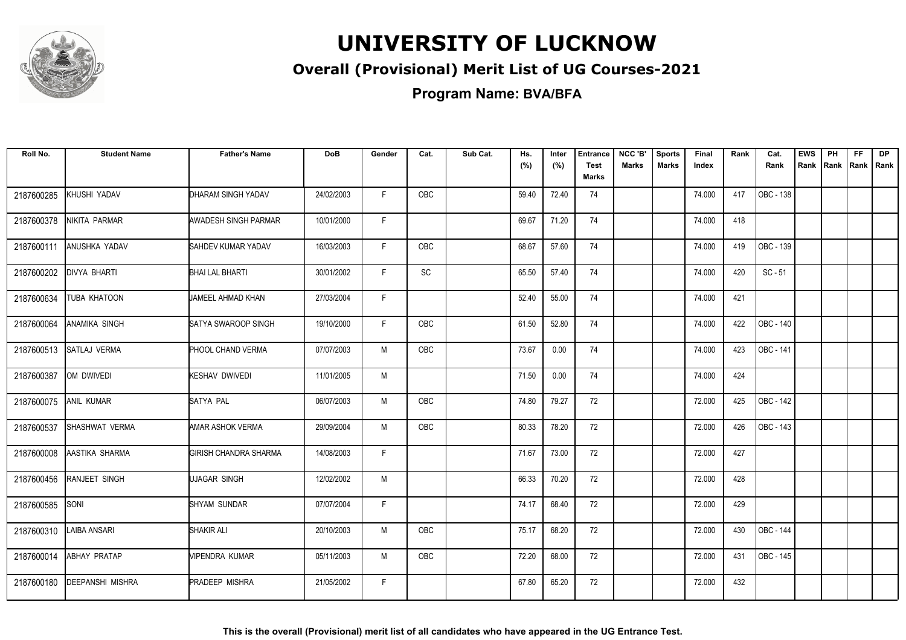# UNIVERSITY OF LUCKNOW

## Overall (Provisional) Merit List of UG Courses-2021

### Program Name: BVA/BFA

| Roll No. | Student Name | Father's Name | DoB | Gender | Cat. | Sub Cat. | Hs. (%) | Inter (%) | Entrance Test Marks | NCC 'B' Marks | Sports Marks | Final Index | Rank | Cat. Rank | EWS Rank | PH Rank | FF Rank | DP Rank |
|---|---|---|---|---|---|---|---|---|---|---|---|---|---|---|---|---|---|---|
| 2187600285 | KHUSHI YADAV | DHARAM SINGH YADAV | 24/02/2003 | F | OBC | | 59.40 | 72.40 | 74 | | | 74.000 | 417 | OBC - 138 | | | | |
| 2187600378 | NIKITA PARMAR | AWADESH SINGH PARMAR | 10/01/2000 | F | | | 69.67 | 71.20 | 74 | | | 74.000 | 418 | | | | | |
| 2187600111 | ANUSHKA YADAV | SAHDEV KUMAR YADAV | 16/03/2003 | F | OBC | | 68.67 | 57.60 | 74 | | | 74.000 | 419 | OBC - 139 | | | | |
| 2187600202 | DIVYA BHARTI | BHAI LAL BHARTI | 30/01/2002 | F | SC | | 65.50 | 57.40 | 74 | | | 74.000 | 420 | SC - 51 | | | | |
| 2187600634 | TUBA KHATOON | JAMEEL AHMAD KHAN | 27/03/2004 | F | | | 52.40 | 55.00 | 74 | | | 74.000 | 421 | | | | | |
| 2187600064 | ANAMIKA SINGH | SATYA SWAROOP SINGH | 19/10/2000 | F | OBC | | 61.50 | 52.80 | 74 | | | 74.000 | 422 | OBC - 140 | | | | |
| 2187600513 | SATLAJ VERMA | PHOOL CHAND VERMA | 07/07/2003 | M | OBC | | 73.67 | 0.00 | 74 | | | 74.000 | 423 | OBC - 141 | | | | |
| 2187600387 | OM DWIVEDI | KESHAV DWIVEDI | 11/01/2005 | M | | | 71.50 | 0.00 | 74 | | | 74.000 | 424 | | | | | |
| 2187600075 | ANIL KUMAR | SATYA PAL | 06/07/2003 | M | OBC | | 74.80 | 79.27 | 72 | | | 72.000 | 425 | OBC - 142 | | | | |
| 2187600537 | SHASHWAT VERMA | AMAR ASHOK VERMA | 29/09/2004 | M | OBC | | 80.33 | 78.20 | 72 | | | 72.000 | 426 | OBC - 143 | | | | |
| 2187600008 | AASTIKA SHARMA | GIRISH CHANDRA SHARMA | 14/08/2003 | F | | | 71.67 | 73.00 | 72 | | | 72.000 | 427 | | | | | |
| 2187600456 | RANJEET SINGH | UJAGAR SINGH | 12/02/2002 | M | | | 66.33 | 70.20 | 72 | | | 72.000 | 428 | | | | | |
| 2187600585 | SONI | SHYAM SUNDAR | 07/07/2004 | F | | | 74.17 | 68.40 | 72 | | | 72.000 | 429 | | | | | |
| 2187600310 | LAIBA ANSARI | SHAKIR ALI | 20/10/2003 | M | OBC | | 75.17 | 68.20 | 72 | | | 72.000 | 430 | OBC - 144 | | | | |
| 2187600014 | ABHAY PRATAP | VIPENDRA KUMAR | 05/11/2003 | M | OBC | | 72.20 | 68.00 | 72 | | | 72.000 | 431 | OBC - 145 | | | | |
| 2187600180 | DEEPANSHI MISHRA | PRADEEP MISHRA | 21/05/2002 | F | | | 67.80 | 65.20 | 72 | | | 72.000 | 432 | | | | | |

**This is the overall (Provisional) merit list of all candidates who have appeared in the UG Entrance Test.**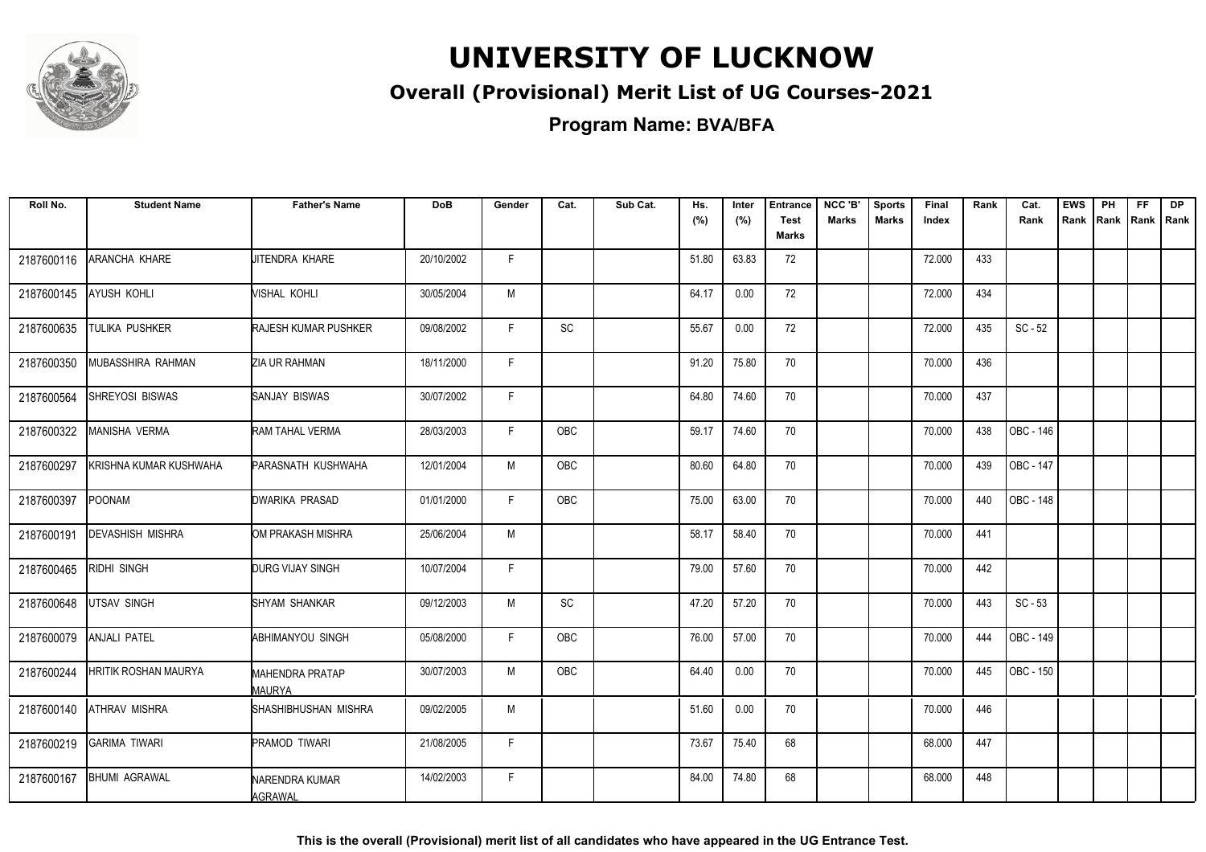# UNIVERSITY OF LUCKNOW

## Overall (Provisional) Merit List of UG Courses-2021

### Program Name: BVA/BFA

| Roll No. | Student Name | Father's Name | DoB | Gender | Cat. | Sub Cat. | Hs. (%) | Inter (%) | Entrance Test Marks | NCC 'B' Marks | Sports Marks | Final Index | Rank | Cat. Rank | EWS Rank | PH Rank | FF Rank | DP Rank |
|---|---|---|---|---|---|---|---|---|---|---|---|---|---|---|---|---|---|---|
| 2187600116 | ARANCHA KHARE | JITENDRA KHARE | 20/10/2002 | F | | | 51.80 | 63.83 | 72 | | | 72.000 | 433 | | | | | |
| 2187600145 | AYUSH KOHLI | VISHAL KOHLI | 30/05/2004 | M | | | 64.17 | 0.00 | 72 | | | 72.000 | 434 | | | | | |
| 2187600635 | TULIKA PUSHKER | RAJESH KUMAR PUSHKER | 09/08/2002 | F | SC | | 55.67 | 0.00 | 72 | | | 72.000 | 435 | SC - 52 | | | | |
| 2187600350 | MUBASSHIRA RAHMAN | ZIA UR RAHMAN | 18/11/2000 | F | | | 91.20 | 75.80 | 70 | | | 70.000 | 436 | | | | | |
| 2187600564 | SHREYOSI BISWAS | SANJAY BISWAS | 30/07/2002 | F | | | 64.80 | 74.60 | 70 | | | 70.000 | 437 | | | | | |
| 2187600322 | MANISHA VERMA | RAM TAHAL VERMA | 28/03/2003 | F | OBC | | 59.17 | 74.60 | 70 | | | 70.000 | 438 | OBC - 146 | | | | |
| 2187600297 | KRISHNA KUMAR KUSHWAHA | PARASNATH KUSHWAHA | 12/01/2004 | M | OBC | | 80.60 | 64.80 | 70 | | | 70.000 | 439 | OBC - 147 | | | | |
| 2187600397 | POONAM | DWARIKA PRASAD | 01/01/2000 | F | OBC | | 75.00 | 63.00 | 70 | | | 70.000 | 440 | OBC - 148 | | | | |
| 2187600191 | DEVASHISH MISHRA | OM PRAKASH MISHRA | 25/06/2004 | M | | | 58.17 | 58.40 | 70 | | | 70.000 | 441 | | | | | |
| 2187600465 | RIDHI SINGH | DURG VIJAY SINGH | 10/07/2004 | F | | | 79.00 | 57.60 | 70 | | | 70.000 | 442 | | | | | |
| 2187600648 | UTSAV SINGH | SHYAM SHANKAR | 09/12/2003 | M | SC | | 47.20 | 57.20 | 70 | | | 70.000 | 443 | SC - 53 | | | | |
| 2187600079 | ANJALI PATEL | ABHIMANYOU SINGH | 05/08/2000 | F | OBC | | 76.00 | 57.00 | 70 | | | 70.000 | 444 | OBC - 149 | | | | |
| 2187600244 | HRITIK ROSHAN MAURYA | MAHENDRA PRATAP MAURYA | 30/07/2003 | M | OBC | | 64.40 | 0.00 | 70 | | | 70.000 | 445 | OBC - 150 | | | | |
| 2187600140 | ATHRAV MISHRA | SHASHIBHUSHAN MISHRA | 09/02/2005 | M | | | 51.60 | 0.00 | 70 | | | 70.000 | 446 | | | | | |
| 2187600219 | GARIMA TIWARI | PRAMOD TIWARI | 21/08/2005 | F | | | 73.67 | 75.40 | 68 | | | 68.000 | 447 | | | | | |
| 2187600167 | BHUMI AGRAWAL | NARENDRA KUMAR AGRAWAL | 14/02/2003 | F | | | 84.00 | 74.80 | 68 | | | 68.000 | 448 | | | | | |

**This is the overall (Provisional) merit list of all candidates who have appeared in the UG Entrance Test.**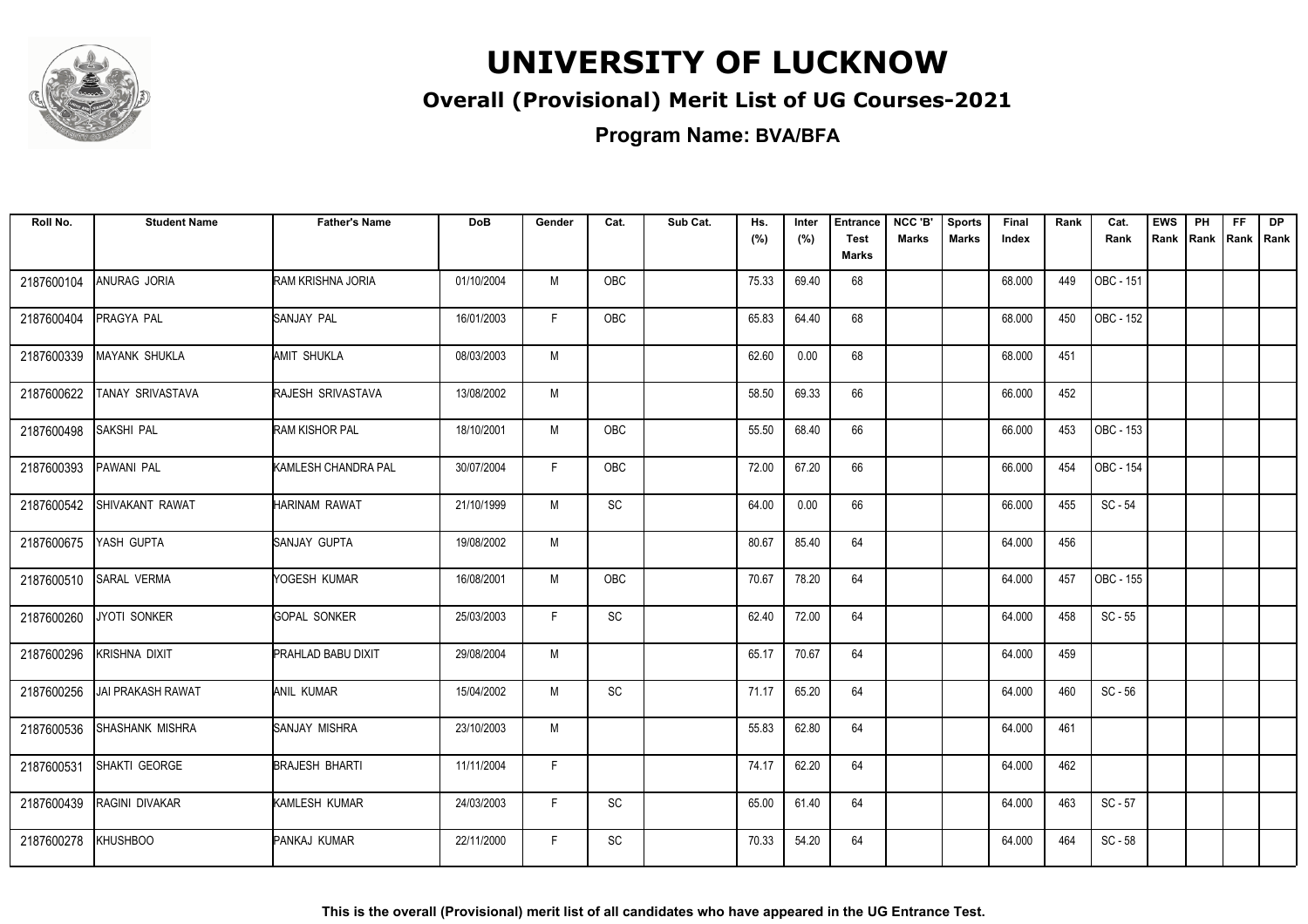# UNIVERSITY OF LUCKNOW

## Overall (Provisional) Merit List of UG Courses-2021

### Program Name: BVA/BFA

| Roll No. | Student Name | Father's Name | DoB | Gender | Cat. | Sub Cat. | Hs. (%) | Inter (%) | Entrance Test Marks | NCC 'B' Marks | Sports Marks | Final Index | Rank | Cat. Rank | EWS Rank | PH Rank | FF Rank | DP Rank |
|---|---|---|---|---|---|---|---|---|---|---|---|---|---|---|---|---|---|---|
| 2187600104 | ANURAG JORIA | RAM KRISHNA JORIA | 01/10/2004 | M | OBC | | 75.33 | 69.40 | 68 | | | 68.000 | 449 | OBC - 151 | | | | |
| 2187600404 | PRAGYA PAL | SANJAY PAL | 16/01/2003 | F | OBC | | 65.83 | 64.40 | 68 | | | 68.000 | 450 | OBC - 152 | | | | |
| 2187600339 | MAYANK SHUKLA | AMIT SHUKLA | 08/03/2003 | M | | | 62.60 | 0.00 | 68 | | | 68.000 | 451 | | | | | |
| 2187600622 | TANAY SRIVASTAVA | RAJESH SRIVASTAVA | 13/08/2002 | M | | | 58.50 | 69.33 | 66 | | | 66.000 | 452 | | | | | |
| 2187600498 | SAKSHI PAL | RAM KISHOR PAL | 18/10/2001 | M | OBC | | 55.50 | 68.40 | 66 | | | 66.000 | 453 | OBC - 153 | | | | |
| 2187600393 | PAWANI PAL | KAMLESH CHANDRA PAL | 30/07/2004 | F | OBC | | 72.00 | 67.20 | 66 | | | 66.000 | 454 | OBC - 154 | | | | |
| 2187600542 | SHIVAKANT RAWAT | HARINAM RAWAT | 21/10/1999 | M | SC | | 64.00 | 0.00 | 66 | | | 66.000 | 455 | SC - 54 | | | | |
| 2187600675 | YASH GUPTA | SANJAY GUPTA | 19/08/2002 | M | | | 80.67 | 85.40 | 64 | | | 64.000 | 456 | | | | | |
| 2187600510 | SARAL VERMA | YOGESH KUMAR | 16/08/2001 | M | OBC | | 70.67 | 78.20 | 64 | | | 64.000 | 457 | OBC - 155 | | | | |
| 2187600260 | JYOTI SONKER | GOPAL SONKER | 25/03/2003 | F | SC | | 62.40 | 72.00 | 64 | | | 64.000 | 458 | SC - 55 | | | | |
| 2187600296 | KRISHNA DIXIT | PRAHLAD BABU DIXIT | 29/08/2004 | M | | | 65.17 | 70.67 | 64 | | | 64.000 | 459 | | | | | |
| 2187600256 | JAI PRAKASH RAWAT | ANIL KUMAR | 15/04/2002 | M | SC | | 71.17 | 65.20 | 64 | | | 64.000 | 460 | SC - 56 | | | | |
| 2187600536 | SHASHANK MISHRA | SANJAY MISHRA | 23/10/2003 | M | | | 55.83 | 62.80 | 64 | | | 64.000 | 461 | | | | | |
| 2187600531 | SHAKTI GEORGE | BRAJESH BHARTI | 11/11/2004 | F | | | 74.17 | 62.20 | 64 | | | 64.000 | 462 | | | | | |
| 2187600439 | RAGINI DIVAKAR | KAMLESH KUMAR | 24/03/2003 | F | SC | | 65.00 | 61.40 | 64 | | | 64.000 | 463 | SC - 57 | | | | |
| 2187600278 | KHUSHBOO | PANKAJ KUMAR | 22/11/2000 | F | SC | | 70.33 | 54.20 | 64 | | | 64.000 | 464 | SC - 58 | | | | |

**This is the overall (Provisional) merit list of all candidates who have appeared in the UG Entrance Test.**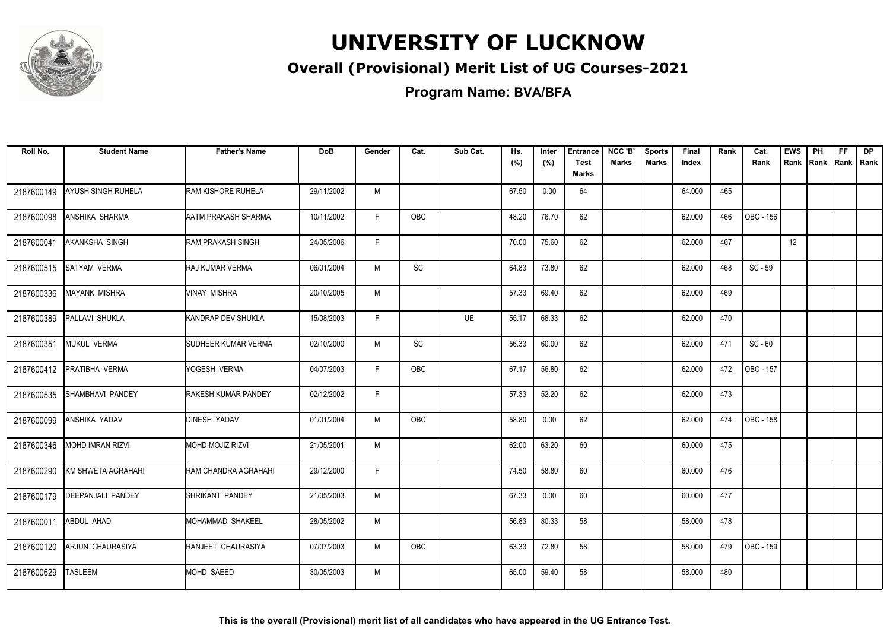# UNIVERSITY OF LUCKNOW

## Overall (Provisional) Merit List of UG Courses-2021

### Program Name: BVA/BFA

| Roll No. | Student Name | Father's Name | DoB | Gender | Cat. | Sub Cat. | Hs. (%) | Inter (%) | Entrance Test Marks | NCC 'B' Marks | Sports Marks | Final Index | Rank | Cat. Rank | EWS Rank | PH Rank | FF Rank | DP Rank |
|---|---|---|---|---|---|---|---|---|---|---|---|---|---|---|---|---|---|---|
| 2187600149 | AYUSH SINGH RUHELA | RAM KISHORE RUHELA | 29/11/2002 | M | | | 67.50 | 0.00 | 64 | | | 64.000 | 465 | | | | | |
| 2187600098 | ANSHIKA SHARMA | AATM PRAKASH SHARMA | 10/11/2002 | F | OBC | | 48.20 | 76.70 | 62 | | | 62.000 | 466 | OBC - 156 | | | | |
| 2187600041 | AKANKSHA SINGH | RAM PRAKASH SINGH | 24/05/2006 | F | | | 70.00 | 75.60 | 62 | | | 62.000 | 467 | | 12 | | | |
| 2187600515 | SATYAM VERMA | RAJ KUMAR VERMA | 06/01/2004 | M | SC | | 64.83 | 73.80 | 62 | | | 62.000 | 468 | SC - 59 | | | | |
| 2187600336 | MAYANK MISHRA | VINAY MISHRA | 20/10/2005 | M | | | 57.33 | 69.40 | 62 | | | 62.000 | 469 | | | | | |
| 2187600389 | PALLAVI SHUKLA | KANDRAP DEV SHUKLA | 15/08/2003 | F | | UE | 55.17 | 68.33 | 62 | | | 62.000 | 470 | | | | | |
| 2187600351 | MUKUL VERMA | SUDHEER KUMAR VERMA | 02/10/2000 | M | SC | | 56.33 | 60.00 | 62 | | | 62.000 | 471 | SC - 60 | | | | |
| 2187600412 | PRATIBHA VERMA | YOGESH VERMA | 04/07/2003 | F | OBC | | 67.17 | 56.80 | 62 | | | 62.000 | 472 | OBC - 157 | | | | |
| 2187600535 | SHAMBHAVI PANDEY | RAKESH KUMAR PANDEY | 02/12/2002 | F | | | 57.33 | 52.20 | 62 | | | 62.000 | 473 | | | | | |
| 2187600099 | ANSHIKA YADAV | DINESH YADAV | 01/01/2004 | M | OBC | | 58.80 | 0.00 | 62 | | | 62.000 | 474 | OBC - 158 | | | | |
| 2187600346 | MOHD IMRAN RIZVI | MOHD MOJIZ RIZVI | 21/05/2001 | M | | | 62.00 | 63.20 | 60 | | | 60.000 | 475 | | | | | |
| 2187600290 | KM SHWETA AGRAHARI | RAM CHANDRA AGRAHARI | 29/12/2000 | F | | | 74.50 | 58.80 | 60 | | | 60.000 | 476 | | | | | |
| 2187600179 | DEEPANJALI PANDEY | SHRIKANT PANDEY | 21/05/2003 | M | | | 67.33 | 0.00 | 60 | | | 60.000 | 477 | | | | | |
| 2187600011 | ABDUL AHAD | MOHAMMAD SHAKEEL | 28/05/2002 | M | | | 56.83 | 80.33 | 58 | | | 58.000 | 478 | | | | | |
| 2187600120 | ARJUN CHAURASIYA | RANJEET CHAURASIYA | 07/07/2003 | M | OBC | | 63.33 | 72.80 | 58 | | | 58.000 | 479 | OBC - 159 | | | | |
| 2187600629 | TASLEEM | MOHD SAEED | 30/05/2003 | M | | | 65.00 | 59.40 | 58 | | | 58.000 | 480 | | | | | |

**This is the overall (Provisional) merit list of all candidates who have appeared in the UG Entrance Test.**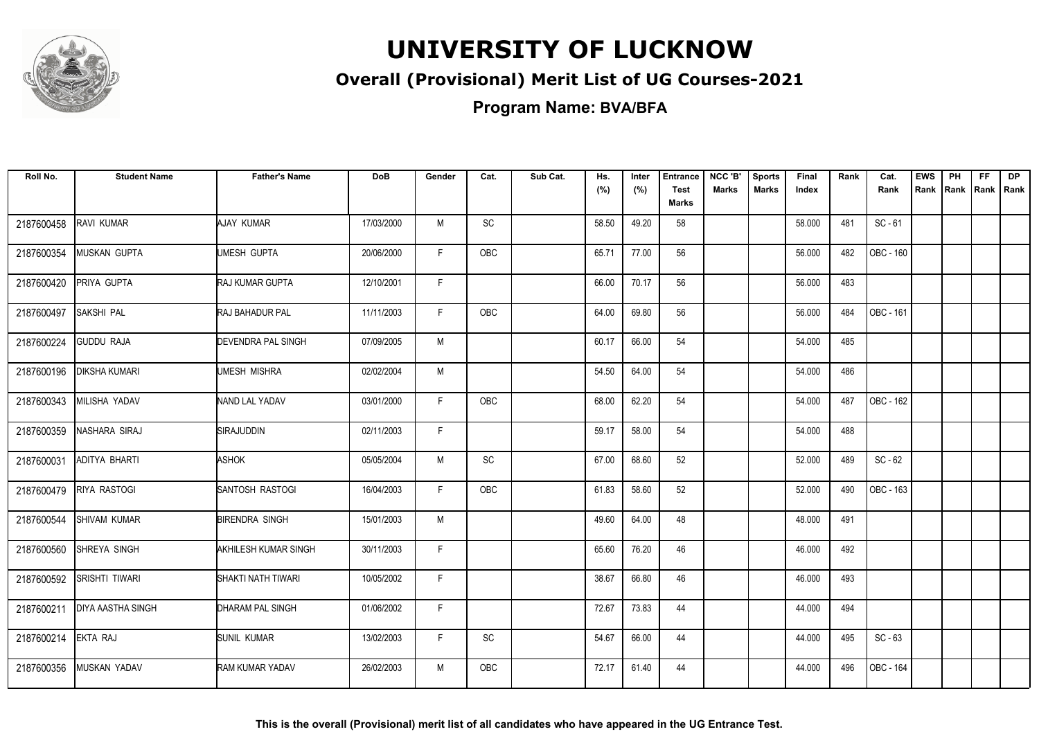# UNIVERSITY OF LUCKNOW

## Overall (Provisional) Merit List of UG Courses-2021

### Program Name: BVA/BFA

| Roll No. | Student Name | Father's Name | DoB | Gender | Cat. | Sub Cat. | Hs. (%) | Inter (%) | Entrance Test Marks | NCC 'B' Marks | Sports Marks | Final Index | Rank | Cat. Rank | EWS Rank | PH Rank | FF Rank | DP Rank |
|---|---|---|---|---|---|---|---|---|---|---|---|---|---|---|---|---|---|---|
| 2187600458 | RAVI KUMAR | AJAY KUMAR | 17/03/2000 | M | SC | | 58.50 | 49.20 | 58 | | | 58.000 | 481 | SC - 61 | | | | |
| 2187600354 | MUSKAN GUPTA | UMESH GUPTA | 20/06/2000 | F | OBC | | 65.71 | 77.00 | 56 | | | 56.000 | 482 | OBC - 160 | | | | |
| 2187600420 | PRIYA GUPTA | RAJ KUMAR GUPTA | 12/10/2001 | F | | | 66.00 | 70.17 | 56 | | | 56.000 | 483 | | | | | |
| 2187600497 | SAKSHI PAL | RAJ BAHADUR PAL | 11/11/2003 | F | OBC | | 64.00 | 69.80 | 56 | | | 56.000 | 484 | OBC - 161 | | | | |
| 2187600224 | GUDDU RAJA | DEVENDRA PAL SINGH | 07/09/2005 | M | | | 60.17 | 66.00 | 54 | | | 54.000 | 485 | | | | | |
| 2187600196 | DIKSHA KUMARI | UMESH MISHRA | 02/02/2004 | M | | | 54.50 | 64.00 | 54 | | | 54.000 | 486 | | | | | |
| 2187600343 | MILISHA YADAV | NAND LAL YADAV | 03/01/2000 | F | OBC | | 68.00 | 62.20 | 54 | | | 54.000 | 487 | OBC - 162 | | | | |
| 2187600359 | NASHARA SIRAJ | SIRAJUDDIN | 02/11/2003 | F | | | 59.17 | 58.00 | 54 | | | 54.000 | 488 | | | | | |
| 2187600031 | ADITYA BHARTI | ASHOK | 05/05/2004 | M | SC | | 67.00 | 68.60 | 52 | | | 52.000 | 489 | SC - 62 | | | | |
| 2187600479 | RIYA RASTOGI | SANTOSH RASTOGI | 16/04/2003 | F | OBC | | 61.83 | 58.60 | 52 | | | 52.000 | 490 | OBC - 163 | | | | |
| 2187600544 | SHIVAM KUMAR | BIRENDRA SINGH | 15/01/2003 | M | | | 49.60 | 64.00 | 48 | | | 48.000 | 491 | | | | | |
| 2187600560 | SHREYA SINGH | AKHILESH KUMAR SINGH | 30/11/2003 | F | | | 65.60 | 76.20 | 46 | | | 46.000 | 492 | | | | | |
| 2187600592 | SRISHTI TIWARI | SHAKTI NATH TIWARI | 10/05/2002 | F | | | 38.67 | 66.80 | 46 | | | 46.000 | 493 | | | | | |
| 2187600211 | DIYA AASTHA SINGH | DHARAM PAL SINGH | 01/06/2002 | F | | | 72.67 | 73.83 | 44 | | | 44.000 | 494 | | | | | |
| 2187600214 | EKTA RAJ | SUNIL KUMAR | 13/02/2003 | F | SC | | 54.67 | 66.00 | 44 | | | 44.000 | 495 | SC - 63 | | | | |
| 2187600356 | MUSKAN YADAV | RAM KUMAR YADAV | 26/02/2003 | M | OBC | | 72.17 | 61.40 | 44 | | | 44.000 | 496 | OBC - 164 | | | | |

**This is the overall (Provisional) merit list of all candidates who have appeared in the UG Entrance Test.**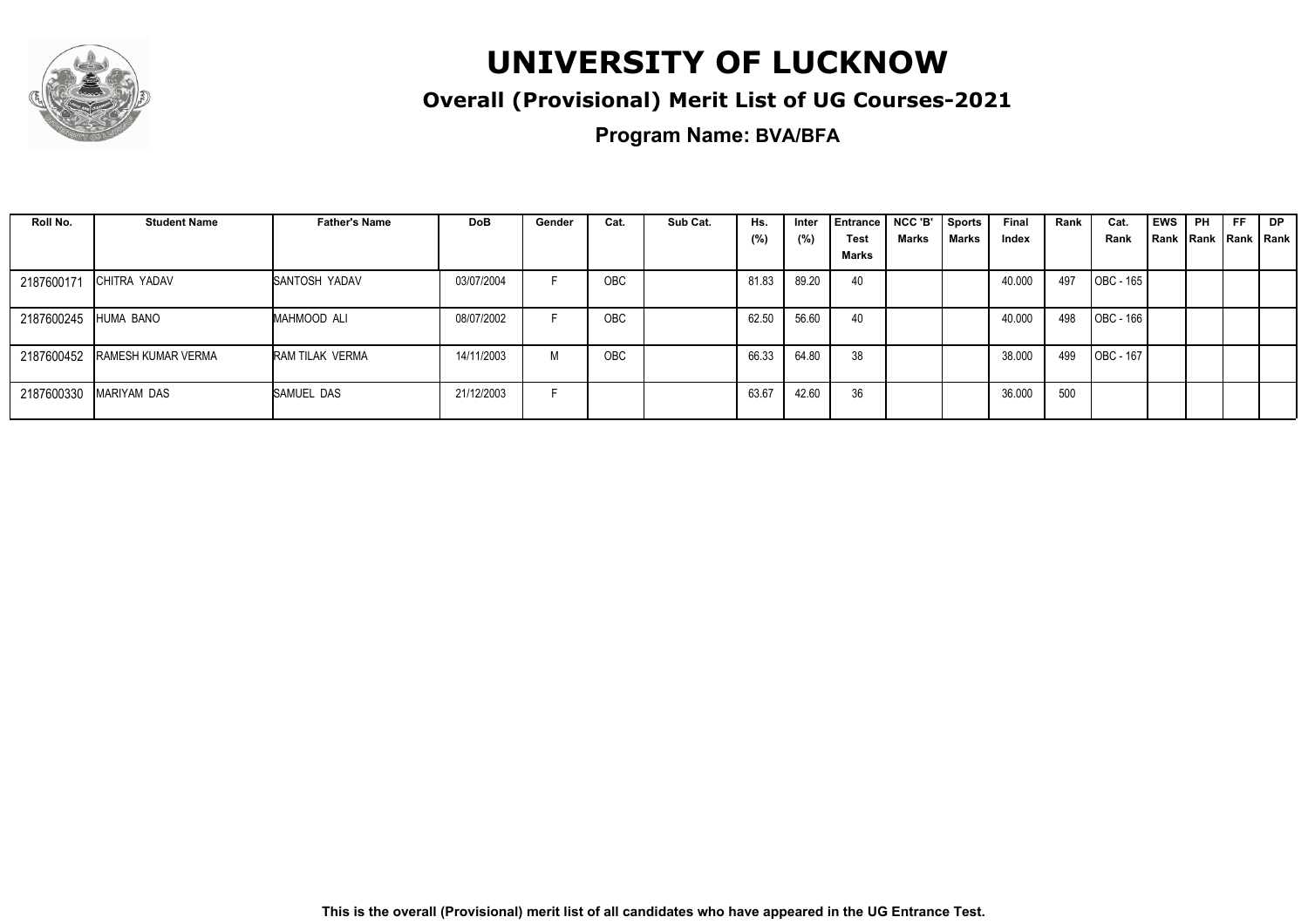# UNIVERSITY OF LUCKNOW

## Overall (Provisional) Merit List of UG Courses-2021

### Program Name: BVA/BFA

| Roll No. | Student Name | Father's Name | DoB | Gender | Cat. | Sub Cat. | Hs. (%) | Inter (%) | Entrance Test Marks | NCC 'B' Marks | Sports Marks | Final Index | Rank | Cat. Rank | EWS Rank | PH Rank | FF Rank | DP Rank |
|---|---|---|---|---|---|---|---|---|---|---|---|---|---|---|---|---|---|---|
| 2187600171 | CHITRA YADAV | SANTOSH YADAV | 03/07/2004 | F | OBC | | 81.83 | 89.20 | 40 | | | 40.000 | 497 | OBC - 165 | | | | |
| 2187600245 | HUMA BANO | MAHMOOD ALI | 08/07/2002 | F | OBC | | 62.50 | 56.60 | 40 | | | 40.000 | 498 | OBC - 166 | | | | |
| 2187600452 | RAMESH KUMAR VERMA | RAM TILAK VERMA | 14/11/2003 | M | OBC | | 66.33 | 64.80 | 38 | | | 38.000 | 499 | OBC - 167 | | | | |
| 2187600330 | MARIYAM DAS | SAMUEL DAS | 21/12/2003 | F | | | 63.67 | 42.60 | 36 | | | 36.000 | 500 | | | | | |

**This is the overall (Provisional) merit list of all candidates who have appeared in the UG Entrance Test.**